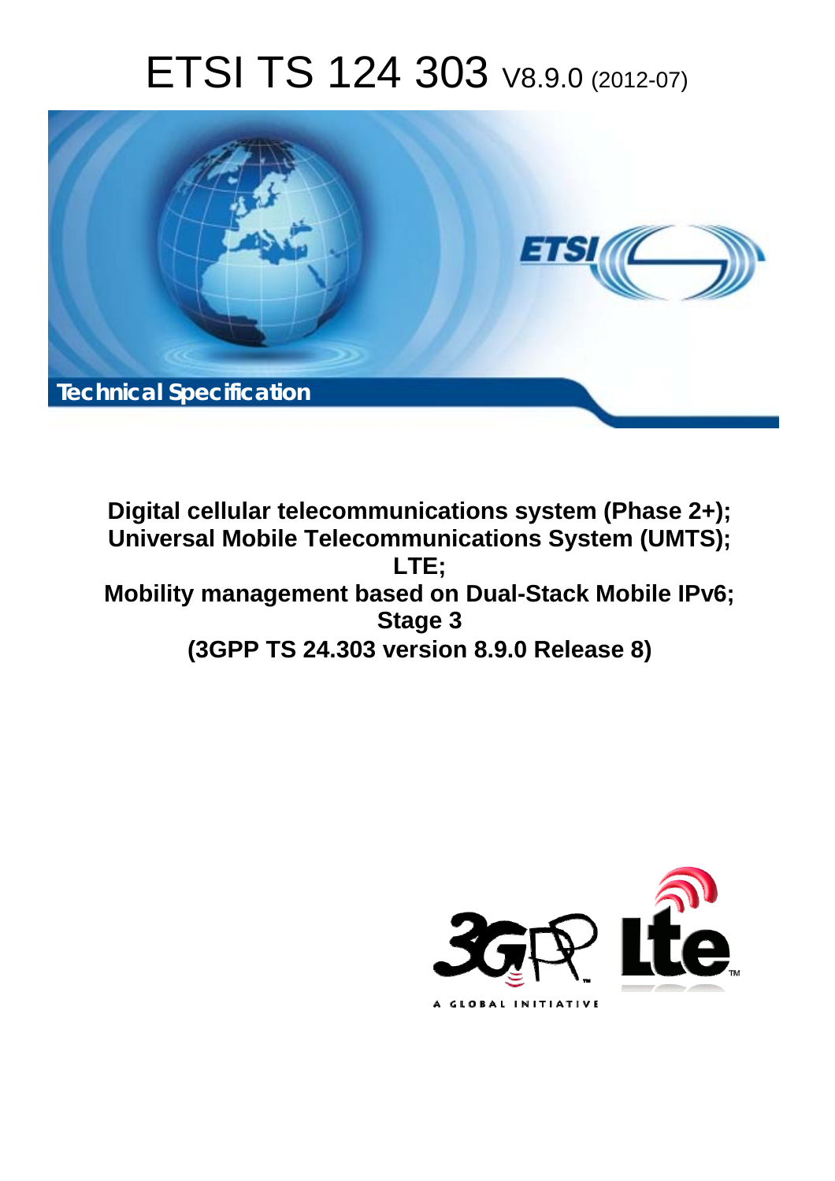# ETSI TS 124 303 V8.9.0 (2012-07)

Technical Specification

**Digital cellular telecommunications system (Phase 2+);**
**Universal Mobile Telecommunications System (UMTS);**
**LTE;**
**Mobility management based on Dual-Stack Mobile IPv6;**
**Stage 3**
**(3GPP TS 24.303 version 8.9.0 Release 8)**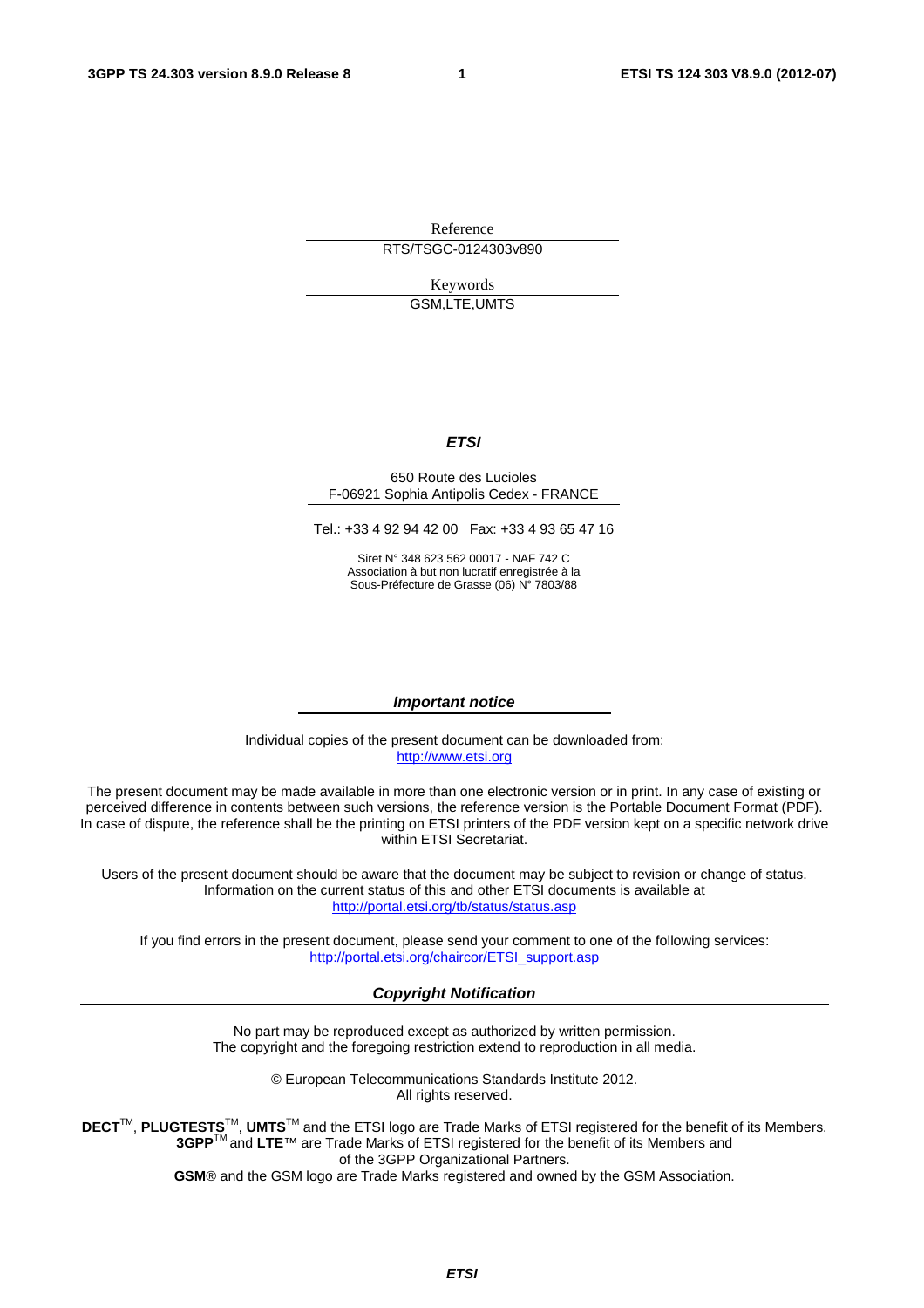Reference

RTS/TSGC-0124303v890

Keywords

GSM,LTE,UMTS

***ETSI***

650 Route des Lucioles
F-06921 Sophia Antipolis Cedex - FRANCE

Tel.: +33 4 92 94 42 00 Fax: +33 4 93 65 47 16

Siret N° 348 623 562 00017 - NAF 742 C
Association à but non lucratif enregistrée à la
Sous-Préfecture de Grasse (06) N° 7803/88

***Important notice***

Individual copies of the present document can be downloaded from:
http://www.etsi.org

The present document may be made available in more than one electronic version or in print. In any case of existing or perceived difference in contents between such versions, the reference version is the Portable Document Format (PDF). In case of dispute, the reference shall be the printing on ETSI printers of the PDF version kept on a specific network drive within ETSI Secretariat.

Users of the present document should be aware that the document may be subject to revision or change of status. Information on the current status of this and other ETSI documents is available at
http://portal.etsi.org/tb/status/status.asp

If you find errors in the present document, please send your comment to one of the following services:
http://portal.etsi.org/chaircor/ETSI_support.asp

***Copyright Notification***

No part may be reproduced except as authorized by written permission.
The copyright and the foregoing restriction extend to reproduction in all media.

© European Telecommunications Standards Institute 2012.
All rights reserved.

**DECT**™, **PLUGTESTS**™, **UMTS**™ and the ETSI logo are Trade Marks of ETSI registered for the benefit of its Members.
**3GPP**™ and **LTE**™ are Trade Marks of ETSI registered for the benefit of its Members and
of the 3GPP Organizational Partners.
**GSM**® and the GSM logo are Trade Marks registered and owned by the GSM Association.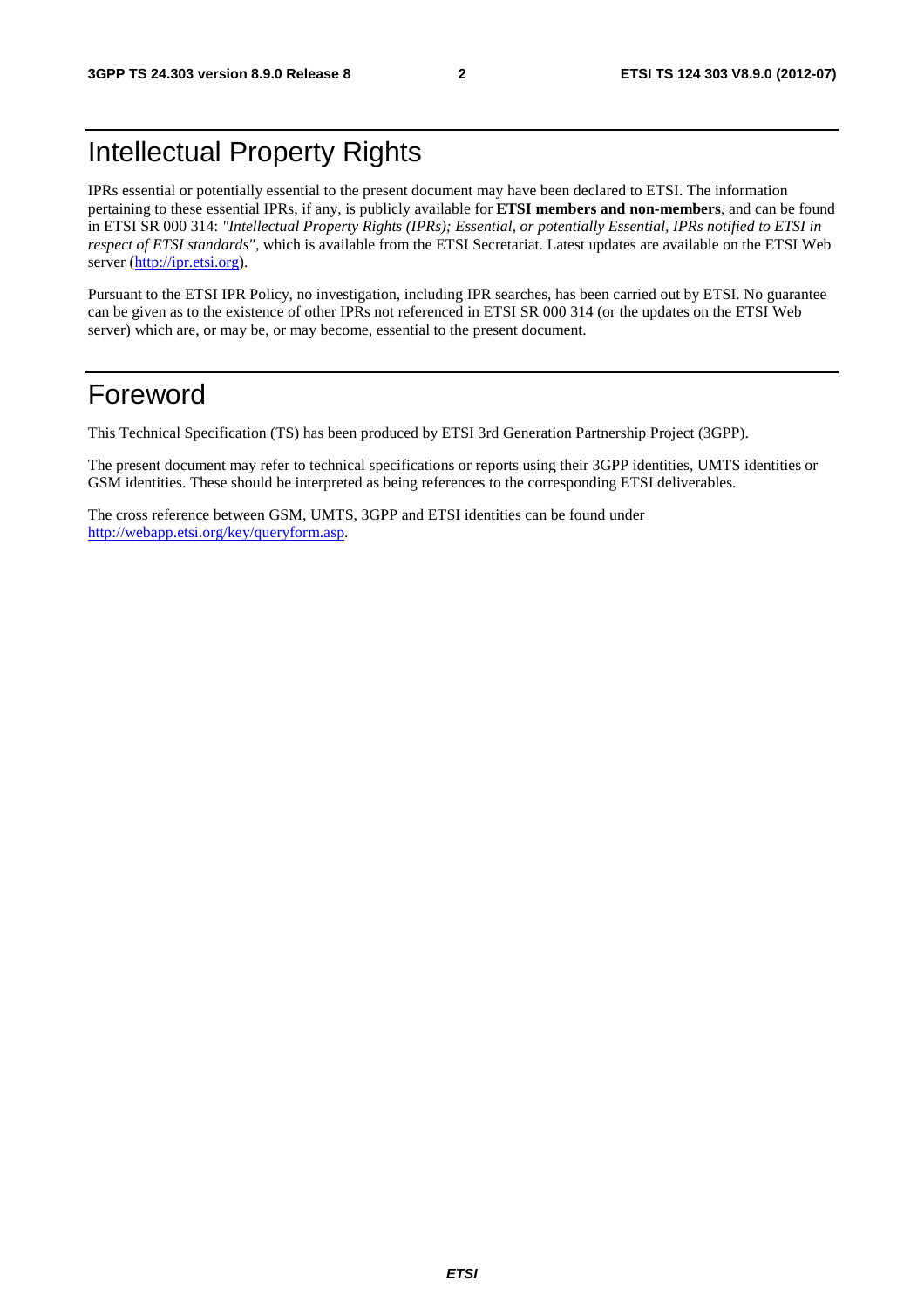# Intellectual Property Rights

IPRs essential or potentially essential to the present document may have been declared to ETSI. The information pertaining to these essential IPRs, if any, is publicly available for **ETSI members and non-members**, and can be found in ETSI SR 000 314: *"Intellectual Property Rights (IPRs); Essential, or potentially Essential, IPRs notified to ETSI in respect of ETSI standards"*, which is available from the ETSI Secretariat. Latest updates are available on the ETSI Web server (http://ipr.etsi.org).

Pursuant to the ETSI IPR Policy, no investigation, including IPR searches, has been carried out by ETSI. No guarantee can be given as to the existence of other IPRs not referenced in ETSI SR 000 314 (or the updates on the ETSI Web server) which are, or may be, or may become, essential to the present document.

# Foreword

This Technical Specification (TS) has been produced by ETSI 3rd Generation Partnership Project (3GPP).

The present document may refer to technical specifications or reports using their 3GPP identities, UMTS identities or GSM identities. These should be interpreted as being references to the corresponding ETSI deliverables.

The cross reference between GSM, UMTS, 3GPP and ETSI identities can be found under http://webapp.etsi.org/key/queryform.asp.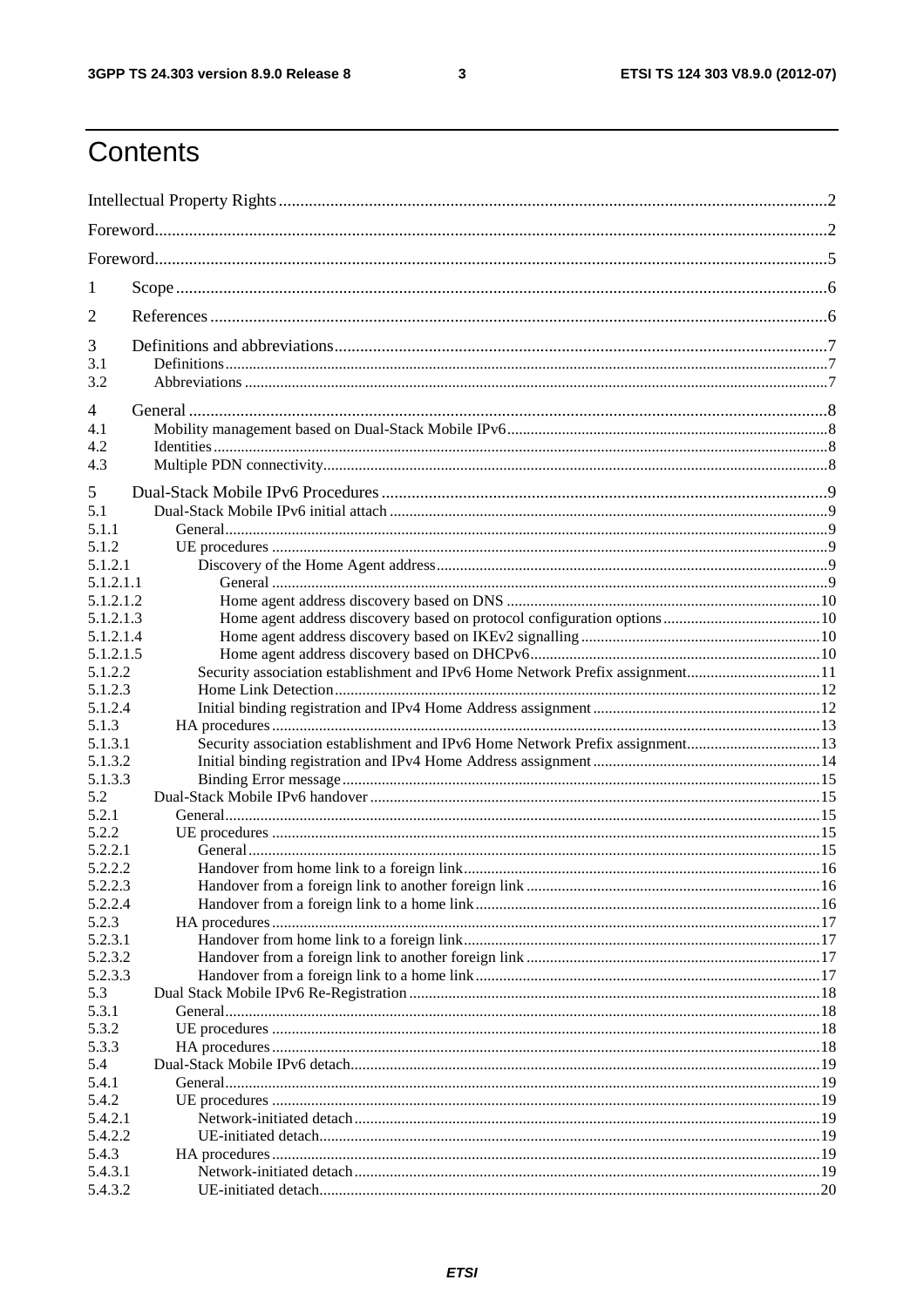# Contents

Intellectual Property Rights ............................................................................................................................... 2

Foreword ............................................................................................................................................................. 2

Foreword ............................................................................................................................................................. 5

1 Scope ........................................................................................................................................................ 6

2 References ................................................................................................................................................ 6

3 Definitions and abbreviations ................................................................................................................... 7
3.1 Definitions ........................................................................................................................................................... 7
3.2 Abbreviations ..................................................................................................................................................... 7

4 General ..................................................................................................................................................... 8
4.1 Mobility management based on Dual-Stack Mobile IPv6 ................................................................................. 8
4.2 Identities ............................................................................................................................................................. 8
4.3 Multiple PDN connectivity ................................................................................................................................. 8

5 Dual-Stack Mobile IPv6 Procedures ......................................................................................................... 9
5.1 Dual-Stack Mobile IPv6 initial attach ................................................................................................................ 9
5.1.1 General .......................................................................................................................................................... 9
5.1.2 UE procedures .............................................................................................................................................. 9
5.1.2.1 Discovery of the Home Agent address .................................................................................................... 9
5.1.2.1.1 General ............................................................................................................................................... 9
5.1.2.1.2 Home agent address discovery based on DNS ................................................................................. 10
5.1.2.1.3 Home agent address discovery based on protocol configuration options ......................................... 10
5.1.2.1.4 Home agent address discovery based on IKEv2 signalling .............................................................. 10
5.1.2.1.5 Home agent address discovery based on DHCPv6 ........................................................................... 10
5.1.2.2 Security association establishment and IPv6 Home Network Prefix assignment .................................. 11
5.1.2.3 Home Link Detection ............................................................................................................................. 12
5.1.2.4 Initial binding registration and IPv4 Home Address assignment .......................................................... 12
5.1.3 HA procedures ............................................................................................................................................ 13
5.1.3.1 Security association establishment and IPv6 Home Network Prefix assignment .................................. 13
5.1.3.2 Initial binding registration and IPv4 Home Address assignment .......................................................... 14
5.1.3.3 Binding Error message .......................................................................................................................... 15
5.2 Dual-Stack Mobile IPv6 handover .................................................................................................................. 15
5.2.1 General ........................................................................................................................................................ 15
5.2.2 UE procedures ............................................................................................................................................ 15
5.2.2.1 General ................................................................................................................................................... 15
5.2.2.2 Handover from home link to a foreign link ........................................................................................... 16
5.2.2.3 Handover from a foreign link to another foreign link ........................................................................... 16
5.2.2.4 Handover from a foreign link to a home link ........................................................................................ 16
5.2.3 HA procedures ............................................................................................................................................ 17
5.2.3.1 Handover from home link to a foreign link ........................................................................................... 17
5.2.3.2 Handover from a foreign link to another foreign link ........................................................................... 17
5.2.3.3 Handover from a foreign link to a home link ........................................................................................ 17
5.3 Dual Stack Mobile IPv6 Re-Registration ........................................................................................................ 18
5.3.1 General ........................................................................................................................................................ 18
5.3.2 UE procedures ............................................................................................................................................ 18
5.3.3 HA procedures ............................................................................................................................................ 18
5.4 Dual-Stack Mobile IPv6 detach ....................................................................................................................... 19
5.4.1 General ........................................................................................................................................................ 19
5.4.2 UE procedures ............................................................................................................................................ 19
5.4.2.1 Network-initiated detach ....................................................................................................................... 19
5.4.2.2 UE-initiated detach ................................................................................................................................ 19
5.4.3 HA procedures ............................................................................................................................................ 19
5.4.3.1 Network-initiated detach ....................................................................................................................... 19
5.4.3.2 UE-initiated detach ................................................................................................................................ 20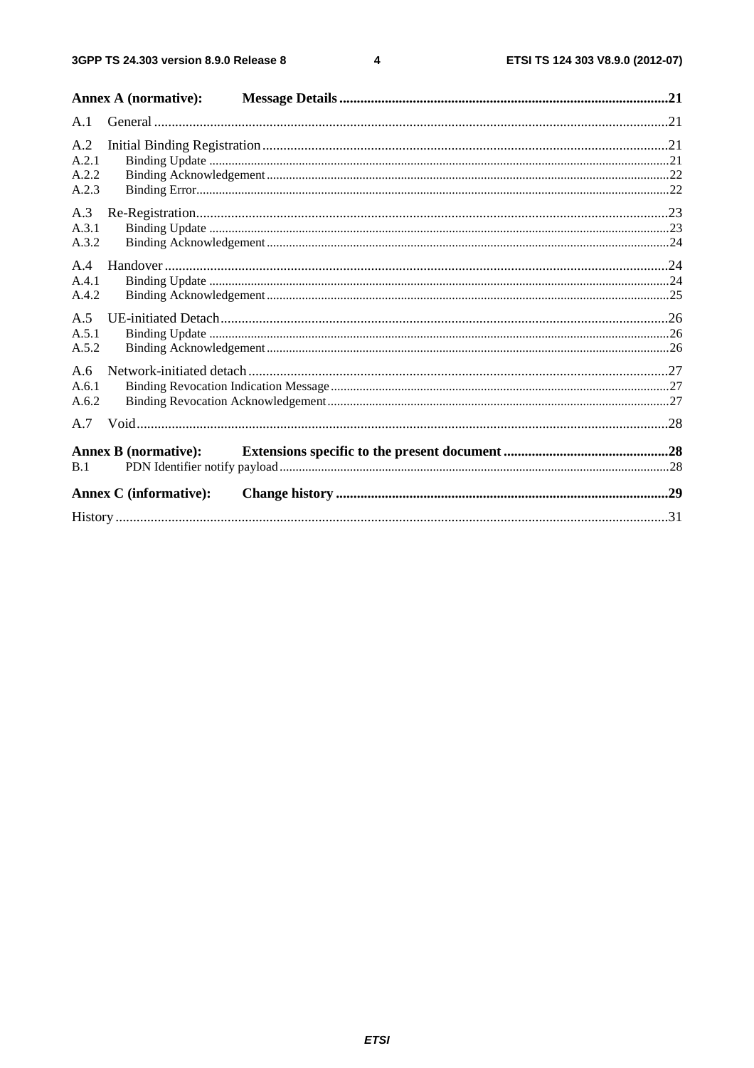Annex A (normative): Message Details ....................................................................................................21

A.1 General ..................................................................................................................................................21

A.2 Initial Binding Registration ...................................................................................................................21

A.2.1 Binding Update ...................................................................................................................................21

A.2.2 Binding Acknowledgement .................................................................................................................22

A.2.3 Binding Error.......................................................................................................................................22

A.3 Re-Registration......................................................................................................................................23

A.3.1 Binding Update ...................................................................................................................................23

A.3.2 Binding Acknowledgement .................................................................................................................24

A.4 Handover ..............................................................................................................................................24

A.4.1 Binding Update ...................................................................................................................................24

A.4.2 Binding Acknowledgement .................................................................................................................25

A.5 UE-initiated Detach...............................................................................................................................26

A.5.1 Binding Update ...................................................................................................................................26

A.5.2 Binding Acknowledgement .................................................................................................................26

A.6 Network-initiated detach .......................................................................................................................27

A.6.1 Binding Revocation Indication Message .............................................................................................27

A.6.2 Binding Revocation Acknowledgement...............................................................................................27

A.7 Void.......................................................................................................................................................28

Annex B (normative): Extensions specific to the present document ...............................................28

B.1 PDN Identifier notify payload .............................................................................................................28

Annex C (informative): Change history ..............................................................................................29

History ............................................................................................................................................................31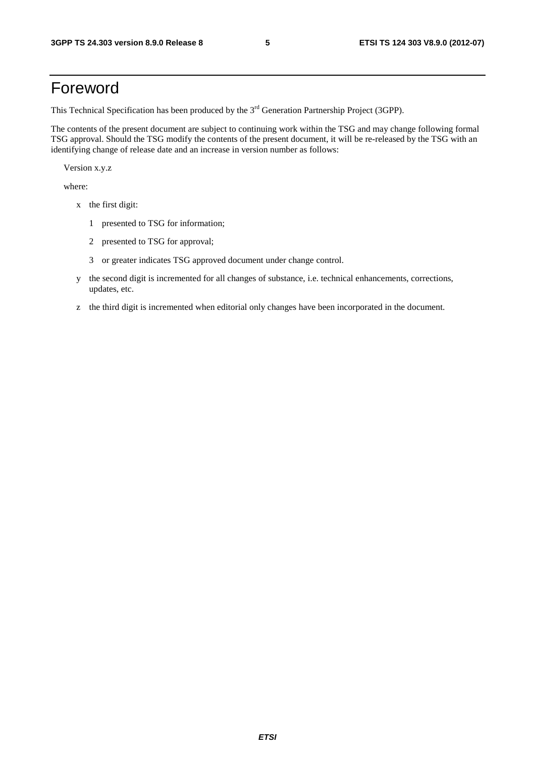# Foreword

This Technical Specification has been produced by the 3rd Generation Partnership Project (3GPP).

The contents of the present document are subject to continuing work within the TSG and may change following formal TSG approval. Should the TSG modify the contents of the present document, it will be re-released by the TSG with an identifying change of release date and an increase in version number as follows:

Version x.y.z

where:

- x the first digit:
  - 1 presented to TSG for information;
  - 2 presented to TSG for approval;
  - 3 or greater indicates TSG approved document under change control.
- y the second digit is incremented for all changes of substance, i.e. technical enhancements, corrections, updates, etc.
- z the third digit is incremented when editorial only changes have been incorporated in the document.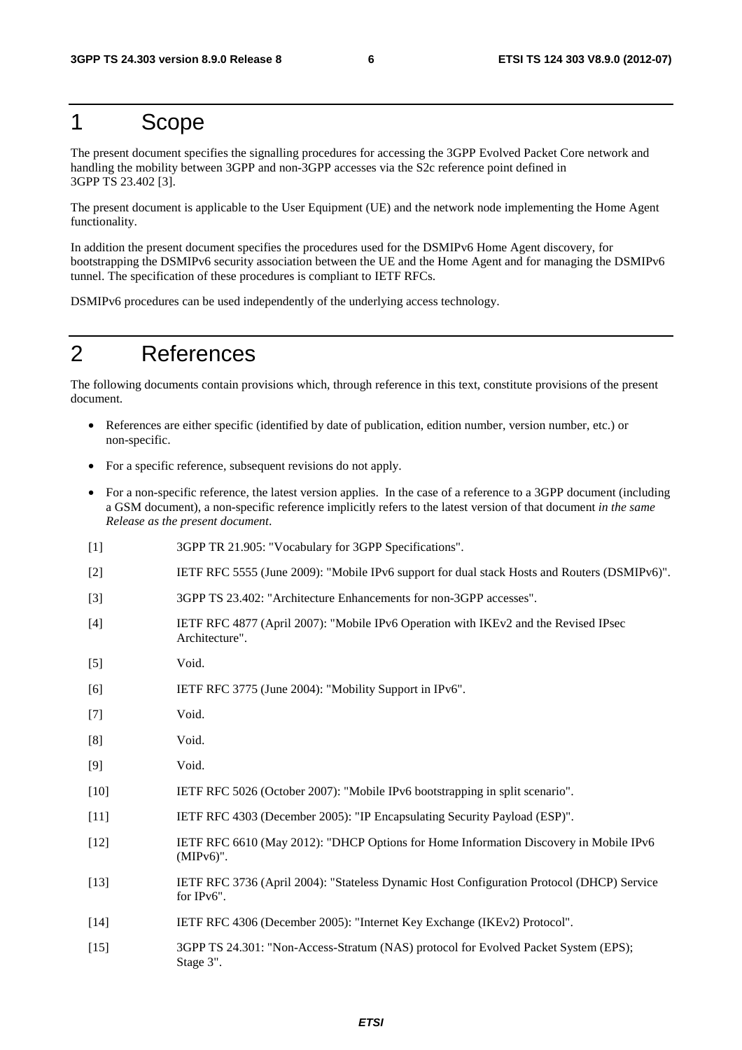# 1 Scope

The present document specifies the signalling procedures for accessing the 3GPP Evolved Packet Core network and handling the mobility between 3GPP and non-3GPP accesses via the S2c reference point defined in 3GPP TS 23.402 [3].

The present document is applicable to the User Equipment (UE) and the network node implementing the Home Agent functionality.

In addition the present document specifies the procedures used for the DSMIPv6 Home Agent discovery, for bootstrapping the DSMIPv6 security association between the UE and the Home Agent and for managing the DSMIPv6 tunnel. The specification of these procedures is compliant to IETF RFCs.

DSMIPv6 procedures can be used independently of the underlying access technology.

# 2 References

The following documents contain provisions which, through reference in this text, constitute provisions of the present document.

- References are either specific (identified by date of publication, edition number, version number, etc.) or non-specific.
- For a specific reference, subsequent revisions do not apply.
- For a non-specific reference, the latest version applies. In the case of a reference to a 3GPP document (including a GSM document), a non-specific reference implicitly refers to the latest version of that document *in the same Release as the present document*.

[1] 3GPP TR 21.905: "Vocabulary for 3GPP Specifications".

[2] IETF RFC 5555 (June 2009): "Mobile IPv6 support for dual stack Hosts and Routers (DSMIPv6)".

[3] 3GPP TS 23.402: "Architecture Enhancements for non-3GPP accesses".

[4] IETF RFC 4877 (April 2007): "Mobile IPv6 Operation with IKEv2 and the Revised IPsec Architecture".

[5] Void.

[6] IETF RFC 3775 (June 2004): "Mobility Support in IPv6".

[7] Void.

[8] Void.

[9] Void.

[10] IETF RFC 5026 (October 2007): "Mobile IPv6 bootstrapping in split scenario".

[11] IETF RFC 4303 (December 2005): "IP Encapsulating Security Payload (ESP)".

[12] IETF RFC 6610 (May 2012): "DHCP Options for Home Information Discovery in Mobile IPv6 (MIPv6)".

[13] IETF RFC 3736 (April 2004): "Stateless Dynamic Host Configuration Protocol (DHCP) Service for IPv6".

[14] IETF RFC 4306 (December 2005): "Internet Key Exchange (IKEv2) Protocol".

[15] 3GPP TS 24.301: "Non-Access-Stratum (NAS) protocol for Evolved Packet System (EPS); Stage 3".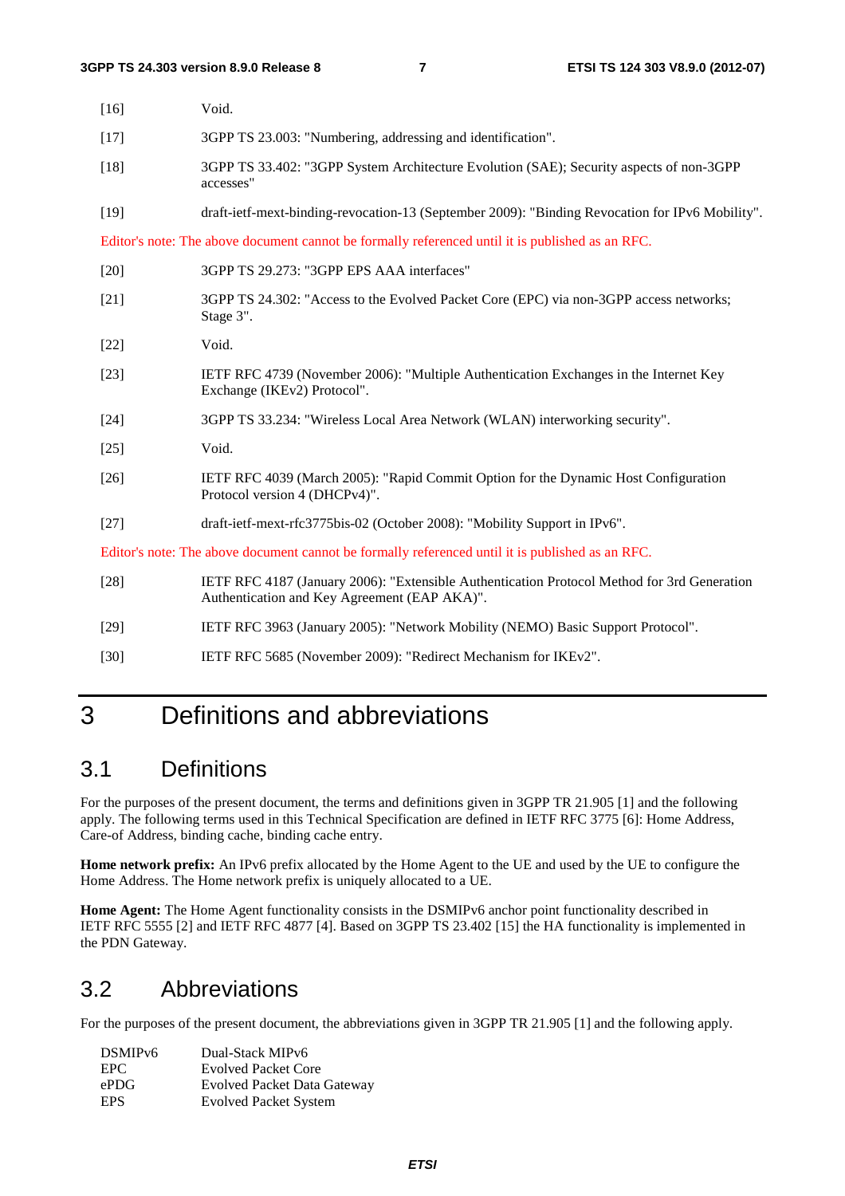[16] Void.

[17] 3GPP TS 23.003: "Numbering, addressing and identification".

[18] 3GPP TS 33.402: "3GPP System Architecture Evolution (SAE); Security aspects of non-3GPP accesses"

[19] draft-ietf-mext-binding-revocation-13 (September 2009): "Binding Revocation for IPv6 Mobility".

Editor's note: The above document cannot be formally referenced until it is published as an RFC.

[20] 3GPP TS 29.273: "3GPP EPS AAA interfaces"

[21] 3GPP TS 24.302: "Access to the Evolved Packet Core (EPC) via non-3GPP access networks; Stage 3".

[22] Void.

[23] IETF RFC 4739 (November 2006): "Multiple Authentication Exchanges in the Internet Key Exchange (IKEv2) Protocol".

[24] 3GPP TS 33.234: "Wireless Local Area Network (WLAN) interworking security".

[25] Void.

[26] IETF RFC 4039 (March 2005): "Rapid Commit Option for the Dynamic Host Configuration Protocol version 4 (DHCPv4)".

[27] draft-ietf-mext-rfc3775bis-02 (October 2008): "Mobility Support in IPv6".

Editor's note: The above document cannot be formally referenced until it is published as an RFC.

[28] IETF RFC 4187 (January 2006): "Extensible Authentication Protocol Method for 3rd Generation Authentication and Key Agreement (EAP AKA)".

[29] IETF RFC 3963 (January 2005): "Network Mobility (NEMO) Basic Support Protocol".

[30] IETF RFC 5685 (November 2009): "Redirect Mechanism for IKEv2".

# 3 Definitions and abbreviations

## 3.1 Definitions

For the purposes of the present document, the terms and definitions given in 3GPP TR 21.905 [1] and the following apply. The following terms used in this Technical Specification are defined in IETF RFC 3775 [6]: Home Address, Care-of Address, binding cache, binding cache entry.

**Home network prefix:** An IPv6 prefix allocated by the Home Agent to the UE and used by the UE to configure the Home Address. The Home network prefix is uniquely allocated to a UE.

**Home Agent:** The Home Agent functionality consists in the DSMIPv6 anchor point functionality described in IETF RFC 5555 [2] and IETF RFC 4877 [4]. Based on 3GPP TS 23.402 [15] the HA functionality is implemented in the PDN Gateway.

## 3.2 Abbreviations

For the purposes of the present document, the abbreviations given in 3GPP TR 21.905 [1] and the following apply.

DSMIPv6 Dual-Stack MIPv6
EPC Evolved Packet Core
ePDG Evolved Packet Data Gateway
EPS Evolved Packet System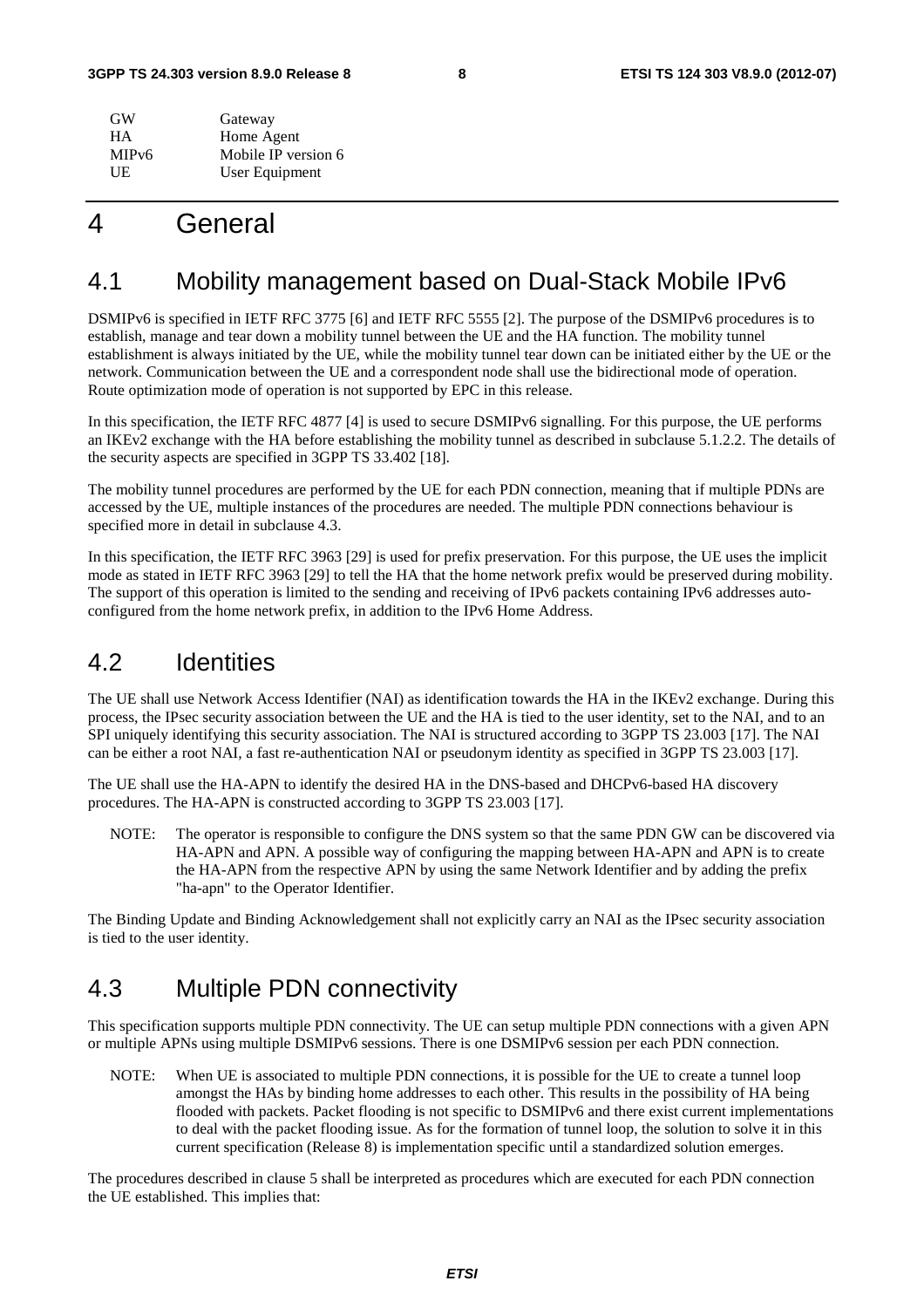| | |
|---|---|
| GW | Gateway |
| HA | Home Agent |
| MIPv6 | Mobile IP version 6 |
| UE | User Equipment |

# 4 General

## 4.1 Mobility management based on Dual-Stack Mobile IPv6

DSMIPv6 is specified in IETF RFC 3775 [6] and IETF RFC 5555 [2]. The purpose of the DSMIPv6 procedures is to establish, manage and tear down a mobility tunnel between the UE and the HA function. The mobility tunnel establishment is always initiated by the UE, while the mobility tunnel tear down can be initiated either by the UE or the network. Communication between the UE and a correspondent node shall use the bidirectional mode of operation. Route optimization mode of operation is not supported by EPC in this release.

In this specification, the IETF RFC 4877 [4] is used to secure DSMIPv6 signalling. For this purpose, the UE performs an IKEv2 exchange with the HA before establishing the mobility tunnel as described in subclause 5.1.2.2. The details of the security aspects are specified in 3GPP TS 33.402 [18].

The mobility tunnel procedures are performed by the UE for each PDN connection, meaning that if multiple PDNs are accessed by the UE, multiple instances of the procedures are needed. The multiple PDN connections behaviour is specified more in detail in subclause 4.3.

In this specification, the IETF RFC 3963 [29] is used for prefix preservation. For this purpose, the UE uses the implicit mode as stated in IETF RFC 3963 [29] to tell the HA that the home network prefix would be preserved during mobility. The support of this operation is limited to the sending and receiving of IPv6 packets containing IPv6 addresses auto-configured from the home network prefix, in addition to the IPv6 Home Address.

## 4.2 Identities

The UE shall use Network Access Identifier (NAI) as identification towards the HA in the IKEv2 exchange. During this process, the IPsec security association between the UE and the HA is tied to the user identity, set to the NAI, and to an SPI uniquely identifying this security association. The NAI is structured according to 3GPP TS 23.003 [17]. The NAI can be either a root NAI, a fast re-authentication NAI or pseudonym identity as specified in 3GPP TS 23.003 [17].

The UE shall use the HA-APN to identify the desired HA in the DNS-based and DHCPv6-based HA discovery procedures. The HA-APN is constructed according to 3GPP TS 23.003 [17].

> NOTE: The operator is responsible to configure the DNS system so that the same PDN GW can be discovered via HA-APN and APN. A possible way of configuring the mapping between HA-APN and APN is to create the HA-APN from the respective APN by using the same Network Identifier and by adding the prefix "ha-apn" to the Operator Identifier.

The Binding Update and Binding Acknowledgement shall not explicitly carry an NAI as the IPsec security association is tied to the user identity.

## 4.3 Multiple PDN connectivity

This specification supports multiple PDN connectivity. The UE can setup multiple PDN connections with a given APN or multiple APNs using multiple DSMIPv6 sessions. There is one DSMIPv6 session per each PDN connection.

> NOTE: When UE is associated to multiple PDN connections, it is possible for the UE to create a tunnel loop amongst the HAs by binding home addresses to each other. This results in the possibility of HA being flooded with packets. Packet flooding is not specific to DSMIPv6 and there exist current implementations to deal with the packet flooding issue. As for the formation of tunnel loop, the solution to solve it in this current specification (Release 8) is implementation specific until a standardized solution emerges.

The procedures described in clause 5 shall be interpreted as procedures which are executed for each PDN connection the UE established. This implies that: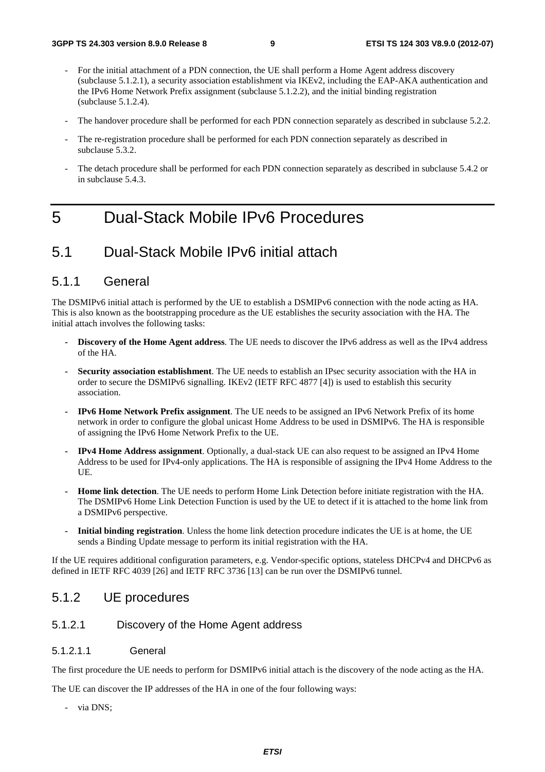- For the initial attachment of a PDN connection, the UE shall perform a Home Agent address discovery (subclause 5.1.2.1), a security association establishment via IKEv2, including the EAP-AKA authentication and the IPv6 Home Network Prefix assignment (subclause 5.1.2.2), and the initial binding registration (subclause 5.1.2.4).
- The handover procedure shall be performed for each PDN connection separately as described in subclause 5.2.2.
- The re-registration procedure shall be performed for each PDN connection separately as described in subclause 5.3.2.
- The detach procedure shall be performed for each PDN connection separately as described in subclause 5.4.2 or in subclause 5.4.3.

# 5 Dual-Stack Mobile IPv6 Procedures

## 5.1 Dual-Stack Mobile IPv6 initial attach

### 5.1.1 General

The DSMIPv6 initial attach is performed by the UE to establish a DSMIPv6 connection with the node acting as HA. This is also known as the bootstrapping procedure as the UE establishes the security association with the HA. The initial attach involves the following tasks:

- **Discovery of the Home Agent address**. The UE needs to discover the IPv6 address as well as the IPv4 address of the HA.
- **Security association establishment**. The UE needs to establish an IPsec security association with the HA in order to secure the DSMIPv6 signalling. IKEv2 (IETF RFC 4877 [4]) is used to establish this security association.
- **IPv6 Home Network Prefix assignment**. The UE needs to be assigned an IPv6 Network Prefix of its home network in order to configure the global unicast Home Address to be used in DSMIPv6. The HA is responsible of assigning the IPv6 Home Network Prefix to the UE.
- **IPv4 Home Address assignment**. Optionally, a dual-stack UE can also request to be assigned an IPv4 Home Address to be used for IPv4-only applications. The HA is responsible of assigning the IPv4 Home Address to the UE.
- **Home link detection**. The UE needs to perform Home Link Detection before initiate registration with the HA. The DSMIPv6 Home Link Detection Function is used by the UE to detect if it is attached to the home link from a DSMIPv6 perspective.
- **Initial binding registration**. Unless the home link detection procedure indicates the UE is at home, the UE sends a Binding Update message to perform its initial registration with the HA.

If the UE requires additional configuration parameters, e.g. Vendor-specific options, stateless DHCPv4 and DHCPv6 as defined in IETF RFC 4039 [26] and IETF RFC 3736 [13] can be run over the DSMIPv6 tunnel.

### 5.1.2 UE procedures

#### 5.1.2.1 Discovery of the Home Agent address

##### 5.1.2.1.1 General

The first procedure the UE needs to perform for DSMIPv6 initial attach is the discovery of the node acting as the HA.

The UE can discover the IP addresses of the HA in one of the four following ways:

- via DNS;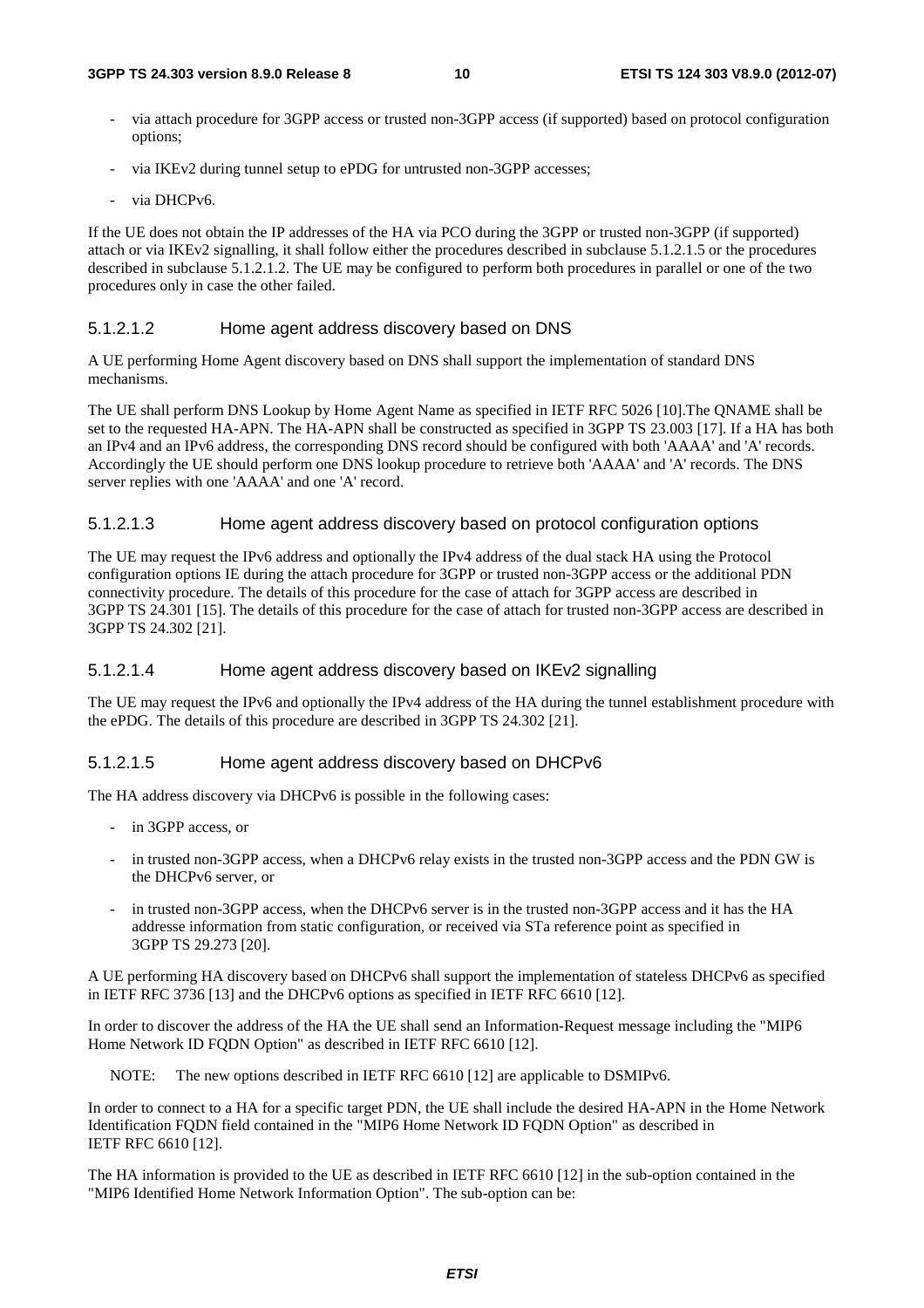- via attach procedure for 3GPP access or trusted non-3GPP access (if supported) based on protocol configuration options;
- via IKEv2 during tunnel setup to ePDG for untrusted non-3GPP accesses;
- via DHCPv6.

If the UE does not obtain the IP addresses of the HA via PCO during the 3GPP or trusted non-3GPP (if supported) attach or via IKEv2 signalling, it shall follow either the procedures described in subclause 5.1.2.1.5 or the procedures described in subclause 5.1.2.1.2. The UE may be configured to perform both procedures in parallel or one of the two procedures only in case the other failed.

#### 5.1.2.1.2 Home agent address discovery based on DNS

A UE performing Home Agent discovery based on DNS shall support the implementation of standard DNS mechanisms.

The UE shall perform DNS Lookup by Home Agent Name as specified in IETF RFC 5026 [10].The QNAME shall be set to the requested HA-APN. The HA-APN shall be constructed as specified in 3GPP TS 23.003 [17]. If a HA has both an IPv4 and an IPv6 address, the corresponding DNS record should be configured with both 'AAAA' and 'A' records. Accordingly the UE should perform one DNS lookup procedure to retrieve both 'AAAA' and 'A' records. The DNS server replies with one 'AAAA' and one 'A' record.

#### 5.1.2.1.3 Home agent address discovery based on protocol configuration options

The UE may request the IPv6 address and optionally the IPv4 address of the dual stack HA using the Protocol configuration options IE during the attach procedure for 3GPP or trusted non-3GPP access or the additional PDN connectivity procedure. The details of this procedure for the case of attach for 3GPP access are described in 3GPP TS 24.301 [15]. The details of this procedure for the case of attach for trusted non-3GPP access are described in 3GPP TS 24.302 [21].

#### 5.1.2.1.4 Home agent address discovery based on IKEv2 signalling

The UE may request the IPv6 and optionally the IPv4 address of the HA during the tunnel establishment procedure with the ePDG. The details of this procedure are described in 3GPP TS 24.302 [21].

#### 5.1.2.1.5 Home agent address discovery based on DHCPv6

The HA address discovery via DHCPv6 is possible in the following cases:

- in 3GPP access, or
- in trusted non-3GPP access, when a DHCPv6 relay exists in the trusted non-3GPP access and the PDN GW is the DHCPv6 server, or
- in trusted non-3GPP access, when the DHCPv6 server is in the trusted non-3GPP access and it has the HA addresse information from static configuration, or received via STa reference point as specified in 3GPP TS 29.273 [20].

A UE performing HA discovery based on DHCPv6 shall support the implementation of stateless DHCPv6 as specified in IETF RFC 3736 [13] and the DHCPv6 options as specified in IETF RFC 6610 [12].

In order to discover the address of the HA the UE shall send an Information-Request message including the "MIP6 Home Network ID FQDN Option" as described in IETF RFC 6610 [12].

NOTE: The new options described in IETF RFC 6610 [12] are applicable to DSMIPv6.

In order to connect to a HA for a specific target PDN, the UE shall include the desired HA-APN in the Home Network Identification FQDN field contained in the "MIP6 Home Network ID FQDN Option" as described in IETF RFC 6610 [12].

The HA information is provided to the UE as described in IETF RFC 6610 [12] in the sub-option contained in the "MIP6 Identified Home Network Information Option". The sub-option can be: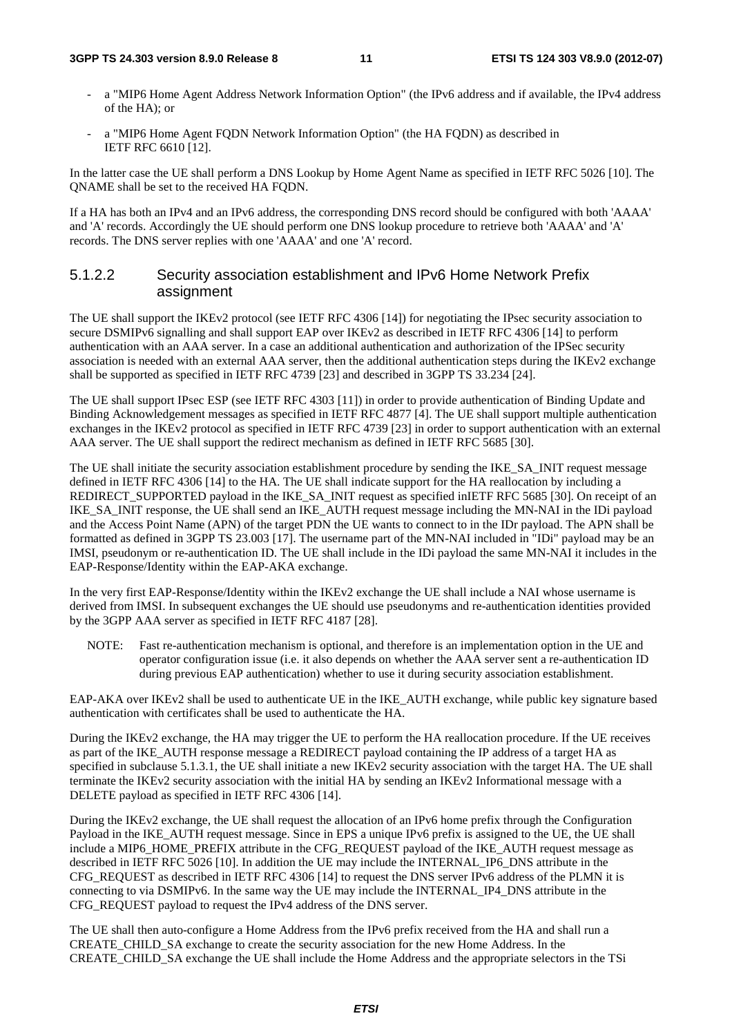- a "MIP6 Home Agent Address Network Information Option" (the IPv6 address and if available, the IPv4 address of the HA); or
- a "MIP6 Home Agent FQDN Network Information Option" (the HA FQDN) as described in IETF RFC 6610 [12].

In the latter case the UE shall perform a DNS Lookup by Home Agent Name as specified in IETF RFC 5026 [10]. The QNAME shall be set to the received HA FQDN.

If a HA has both an IPv4 and an IPv6 address, the corresponding DNS record should be configured with both 'AAAA' and 'A' records. Accordingly the UE should perform one DNS lookup procedure to retrieve both 'AAAA' and 'A' records. The DNS server replies with one 'AAAA' and one 'A' record.

#### 5.1.2.2 Security association establishment and IPv6 Home Network Prefix assignment

The UE shall support the IKEv2 protocol (see IETF RFC 4306 [14]) for negotiating the IPsec security association to secure DSMIPv6 signalling and shall support EAP over IKEv2 as described in IETF RFC 4306 [14] to perform authentication with an AAA server. In a case an additional authentication and authorization of the IPSec security association is needed with an external AAA server, then the additional authentication steps during the IKEv2 exchange shall be supported as specified in IETF RFC 4739 [23] and described in 3GPP TS 33.234 [24].

The UE shall support IPsec ESP (see IETF RFC 4303 [11]) in order to provide authentication of Binding Update and Binding Acknowledgement messages as specified in IETF RFC 4877 [4]. The UE shall support multiple authentication exchanges in the IKEv2 protocol as specified in IETF RFC 4739 [23] in order to support authentication with an external AAA server. The UE shall support the redirect mechanism as defined in IETF RFC 5685 [30].

The UE shall initiate the security association establishment procedure by sending the IKE_SA_INIT request message defined in IETF RFC 4306 [14] to the HA. The UE shall indicate support for the HA reallocation by including a REDIRECT_SUPPORTED payload in the IKE_SA_INIT request as specified inIETF RFC 5685 [30]. On receipt of an IKE_SA_INIT response, the UE shall send an IKE_AUTH request message including the MN-NAI in the IDi payload and the Access Point Name (APN) of the target PDN the UE wants to connect to in the IDr payload. The APN shall be formatted as defined in 3GPP TS 23.003 [17]. The username part of the MN-NAI included in "IDi" payload may be an IMSI, pseudonym or re-authentication ID. The UE shall include in the IDi payload the same MN-NAI it includes in the EAP-Response/Identity within the EAP-AKA exchange.

In the very first EAP-Response/Identity within the IKEv2 exchange the UE shall include a NAI whose username is derived from IMSI. In subsequent exchanges the UE should use pseudonyms and re-authentication identities provided by the 3GPP AAA server as specified in IETF RFC 4187 [28].

NOTE: Fast re-authentication mechanism is optional, and therefore is an implementation option in the UE and operator configuration issue (i.e. it also depends on whether the AAA server sent a re-authentication ID during previous EAP authentication) whether to use it during security association establishment.

EAP-AKA over IKEv2 shall be used to authenticate UE in the IKE_AUTH exchange, while public key signature based authentication with certificates shall be used to authenticate the HA.

During the IKEv2 exchange, the HA may trigger the UE to perform the HA reallocation procedure. If the UE receives as part of the IKE_AUTH response message a REDIRECT payload containing the IP address of a target HA as specified in subclause 5.1.3.1, the UE shall initiate a new IKEv2 security association with the target HA. The UE shall terminate the IKEv2 security association with the initial HA by sending an IKEv2 Informational message with a DELETE payload as specified in IETF RFC 4306 [14].

During the IKEv2 exchange, the UE shall request the allocation of an IPv6 home prefix through the Configuration Payload in the IKE_AUTH request message. Since in EPS a unique IPv6 prefix is assigned to the UE, the UE shall include a MIP6_HOME_PREFIX attribute in the CFG_REQUEST payload of the IKE_AUTH request message as described in IETF RFC 5026 [10]. In addition the UE may include the INTERNAL_IP6_DNS attribute in the CFG_REQUEST as described in IETF RFC 4306 [14] to request the DNS server IPv6 address of the PLMN it is connecting to via DSMIPv6. In the same way the UE may include the INTERNAL_IP4_DNS attribute in the CFG_REQUEST payload to request the IPv4 address of the DNS server.

The UE shall then auto-configure a Home Address from the IPv6 prefix received from the HA and shall run a CREATE_CHILD_SA exchange to create the security association for the new Home Address. In the CREATE_CHILD_SA exchange the UE shall include the Home Address and the appropriate selectors in the TSi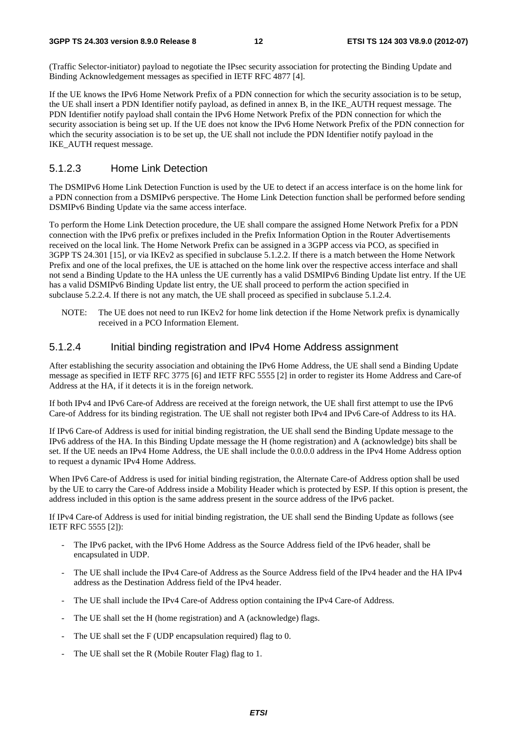(Traffic Selector-initiator) payload to negotiate the IPsec security association for protecting the Binding Update and Binding Acknowledgement messages as specified in IETF RFC 4877 [4].

If the UE knows the IPv6 Home Network Prefix of a PDN connection for which the security association is to be setup, the UE shall insert a PDN Identifier notify payload, as defined in annex B, in the IKE_AUTH request message. The PDN Identifier notify payload shall contain the IPv6 Home Network Prefix of the PDN connection for which the security association is being set up. If the UE does not know the IPv6 Home Network Prefix of the PDN connection for which the security association is to be set up, the UE shall not include the PDN Identifier notify payload in the IKE_AUTH request message.

### 5.1.2.3 Home Link Detection

The DSMIPv6 Home Link Detection Function is used by the UE to detect if an access interface is on the home link for a PDN connection from a DSMIPv6 perspective. The Home Link Detection function shall be performed before sending DSMIPv6 Binding Update via the same access interface.

To perform the Home Link Detection procedure, the UE shall compare the assigned Home Network Prefix for a PDN connection with the IPv6 prefix or prefixes included in the Prefix Information Option in the Router Advertisements received on the local link. The Home Network Prefix can be assigned in a 3GPP access via PCO, as specified in 3GPP TS 24.301 [15], or via IKEv2 as specified in subclause 5.1.2.2. If there is a match between the Home Network Prefix and one of the local prefixes, the UE is attached on the home link over the respective access interface and shall not send a Binding Update to the HA unless the UE currently has a valid DSMIPv6 Binding Update list entry. If the UE has a valid DSMIPv6 Binding Update list entry, the UE shall proceed to perform the action specified in subclause 5.2.2.4. If there is not any match, the UE shall proceed as specified in subclause 5.1.2.4.

NOTE: The UE does not need to run IKEv2 for home link detection if the Home Network prefix is dynamically received in a PCO Information Element.

### 5.1.2.4 Initial binding registration and IPv4 Home Address assignment

After establishing the security association and obtaining the IPv6 Home Address, the UE shall send a Binding Update message as specified in IETF RFC 3775 [6] and IETF RFC 5555 [2] in order to register its Home Address and Care-of Address at the HA, if it detects it is in the foreign network.

If both IPv4 and IPv6 Care-of Address are received at the foreign network, the UE shall first attempt to use the IPv6 Care-of Address for its binding registration. The UE shall not register both IPv4 and IPv6 Care-of Address to its HA.

If IPv6 Care-of Address is used for initial binding registration, the UE shall send the Binding Update message to the IPv6 address of the HA. In this Binding Update message the H (home registration) and A (acknowledge) bits shall be set. If the UE needs an IPv4 Home Address, the UE shall include the 0.0.0.0 address in the IPv4 Home Address option to request a dynamic IPv4 Home Address.

When IPv6 Care-of Address is used for initial binding registration, the Alternate Care-of Address option shall be used by the UE to carry the Care-of Address inside a Mobility Header which is protected by ESP. If this option is present, the address included in this option is the same address present in the source address of the IPv6 packet.

If IPv4 Care-of Address is used for initial binding registration, the UE shall send the Binding Update as follows (see IETF RFC 5555 [2]):

- The IPv6 packet, with the IPv6 Home Address as the Source Address field of the IPv6 header, shall be encapsulated in UDP.
- The UE shall include the IPv4 Care-of Address as the Source Address field of the IPv4 header and the HA IPv4 address as the Destination Address field of the IPv4 header.
- The UE shall include the IPv4 Care-of Address option containing the IPv4 Care-of Address.
- The UE shall set the H (home registration) and A (acknowledge) flags.
- The UE shall set the F (UDP encapsulation required) flag to 0.
- The UE shall set the R (Mobile Router Flag) flag to 1.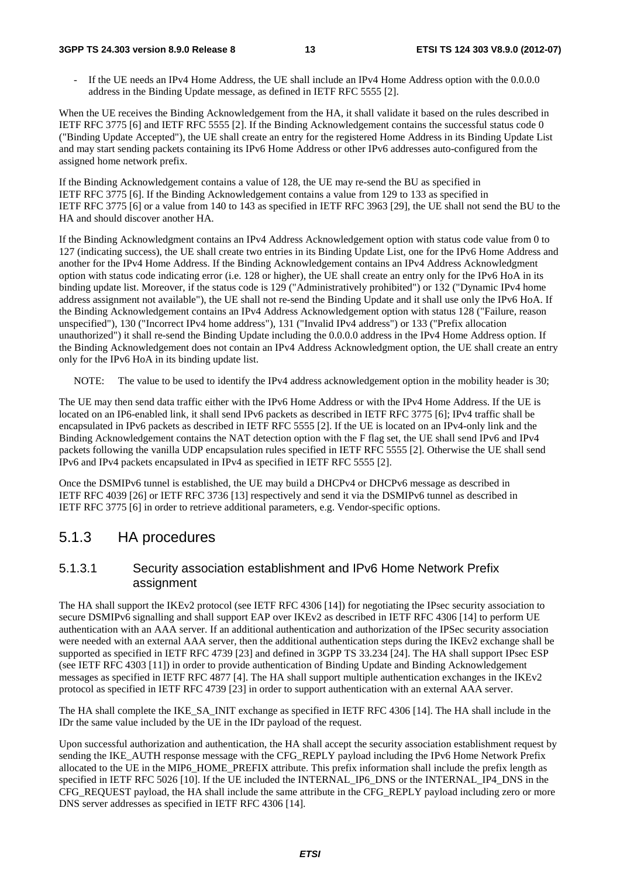- If the UE needs an IPv4 Home Address, the UE shall include an IPv4 Home Address option with the 0.0.0.0 address in the Binding Update message, as defined in IETF RFC 5555 [2].

When the UE receives the Binding Acknowledgement from the HA, it shall validate it based on the rules described in IETF RFC 3775 [6] and IETF RFC 5555 [2]. If the Binding Acknowledgement contains the successful status code 0 ("Binding Update Accepted"), the UE shall create an entry for the registered Home Address in its Binding Update List and may start sending packets containing its IPv6 Home Address or other IPv6 addresses auto-configured from the assigned home network prefix.

If the Binding Acknowledgement contains a value of 128, the UE may re-send the BU as specified in IETF RFC 3775 [6]. If the Binding Acknowledgement contains a value from 129 to 133 as specified in IETF RFC 3775 [6] or a value from 140 to 143 as specified in IETF RFC 3963 [29], the UE shall not send the BU to the HA and should discover another HA.

If the Binding Acknowledgment contains an IPv4 Address Acknowledgement option with status code value from 0 to 127 (indicating success), the UE shall create two entries in its Binding Update List, one for the IPv6 Home Address and another for the IPv4 Home Address. If the Binding Acknowledgement contains an IPv4 Address Acknowledgment option with status code indicating error (i.e. 128 or higher), the UE shall create an entry only for the IPv6 HoA in its binding update list. Moreover, if the status code is 129 ("Administratively prohibited") or 132 ("Dynamic IPv4 home address assignment not available"), the UE shall not re-send the Binding Update and it shall use only the IPv6 HoA. If the Binding Acknowledgement contains an IPv4 Address Acknowledgement option with status 128 ("Failure, reason unspecified"), 130 ("Incorrect IPv4 home address"), 131 ("Invalid IPv4 address") or 133 ("Prefix allocation unauthorized") it shall re-send the Binding Update including the 0.0.0.0 address in the IPv4 Home Address option. If the Binding Acknowledgement does not contain an IPv4 Address Acknowledgment option, the UE shall create an entry only for the IPv6 HoA in its binding update list.

NOTE: The value to be used to identify the IPv4 address acknowledgement option in the mobility header is 30;

The UE may then send data traffic either with the IPv6 Home Address or with the IPv4 Home Address. If the UE is located on an IP6-enabled link, it shall send IPv6 packets as described in IETF RFC 3775 [6]; IPv4 traffic shall be encapsulated in IPv6 packets as described in IETF RFC 5555 [2]. If the UE is located on an IPv4-only link and the Binding Acknowledgement contains the NAT detection option with the F flag set, the UE shall send IPv6 and IPv4 packets following the vanilla UDP encapsulation rules specified in IETF RFC 5555 [2]. Otherwise the UE shall send IPv6 and IPv4 packets encapsulated in IPv4 as specified in IETF RFC 5555 [2].

Once the DSMIPv6 tunnel is established, the UE may build a DHCPv4 or DHCPv6 message as described in IETF RFC 4039 [26] or IETF RFC 3736 [13] respectively and send it via the DSMIPv6 tunnel as described in IETF RFC 3775 [6] in order to retrieve additional parameters, e.g. Vendor-specific options.

## 5.1.3 HA procedures

### 5.1.3.1 Security association establishment and IPv6 Home Network Prefix assignment

The HA shall support the IKEv2 protocol (see IETF RFC 4306 [14]) for negotiating the IPsec security association to secure DSMIPv6 signalling and shall support EAP over IKEv2 as described in IETF RFC 4306 [14] to perform UE authentication with an AAA server. If an additional authentication and authorization of the IPSec security association were needed with an external AAA server, then the additional authentication steps during the IKEv2 exchange shall be supported as specified in IETF RFC 4739 [23] and defined in 3GPP TS 33.234 [24]. The HA shall support IPsec ESP (see IETF RFC 4303 [11]) in order to provide authentication of Binding Update and Binding Acknowledgement messages as specified in IETF RFC 4877 [4]. The HA shall support multiple authentication exchanges in the IKEv2 protocol as specified in IETF RFC 4739 [23] in order to support authentication with an external AAA server.

The HA shall complete the IKE_SA_INIT exchange as specified in IETF RFC 4306 [14]. The HA shall include in the IDr the same value included by the UE in the IDr payload of the request.

Upon successful authorization and authentication, the HA shall accept the security association establishment request by sending the IKE_AUTH response message with the CFG_REPLY payload including the IPv6 Home Network Prefix allocated to the UE in the MIP6_HOME_PREFIX attribute. This prefix information shall include the prefix length as specified in IETF RFC 5026 [10]. If the UE included the INTERNAL_IP6_DNS or the INTERNAL_IP4_DNS in the CFG_REQUEST payload, the HA shall include the same attribute in the CFG_REPLY payload including zero or more DNS server addresses as specified in IETF RFC 4306 [14].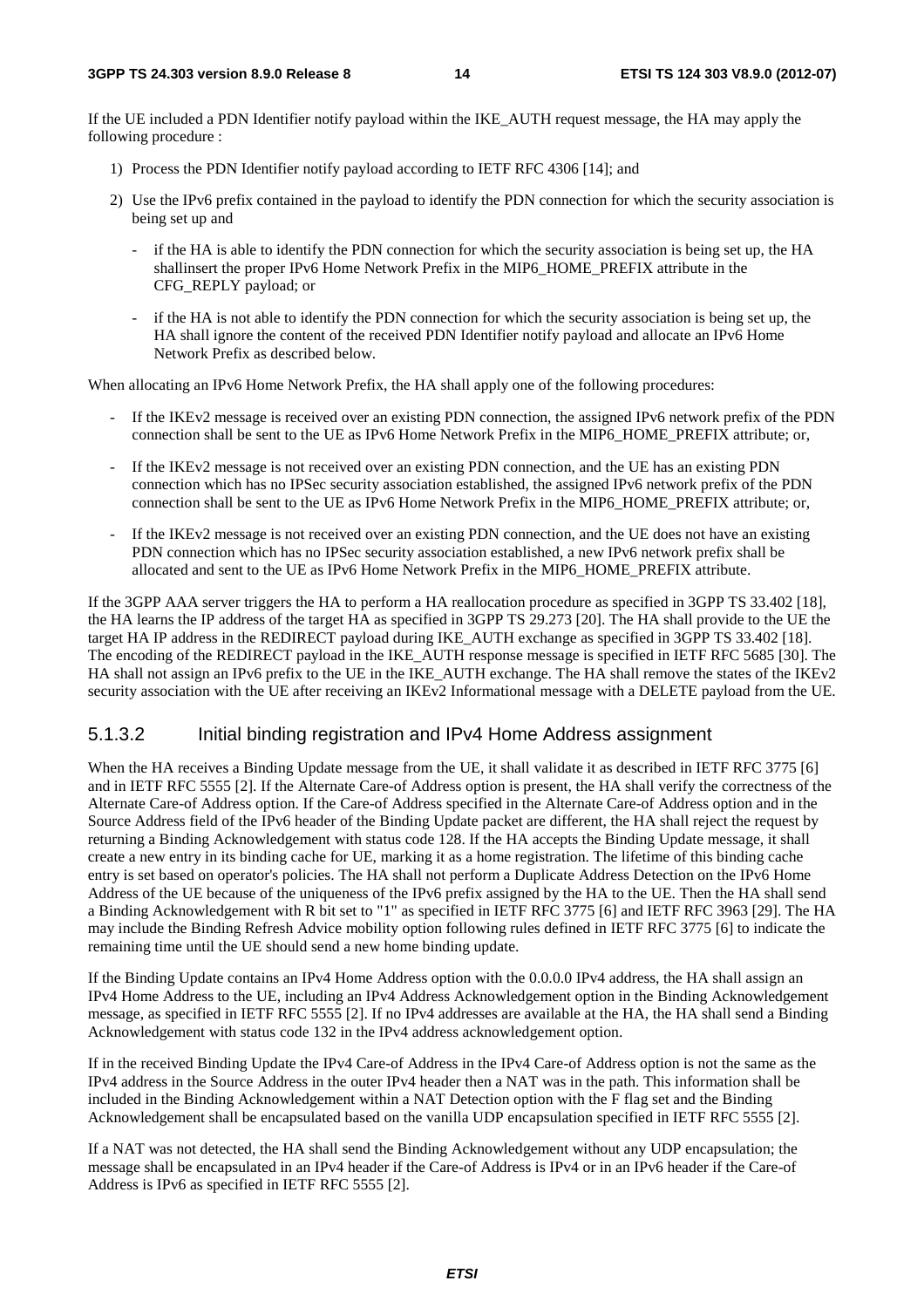If the UE included a PDN Identifier notify payload within the IKE_AUTH request message, the HA may apply the following procedure :

1) Process the PDN Identifier notify payload according to IETF RFC 4306 [14]; and

2) Use the IPv6 prefix contained in the payload to identify the PDN connection for which the security association is being set up and

   - if the HA is able to identify the PDN connection for which the security association is being set up, the HA shallinsert the proper IPv6 Home Network Prefix in the MIP6_HOME_PREFIX attribute in the CFG_REPLY payload; or

   - if the HA is not able to identify the PDN connection for which the security association is being set up, the HA shall ignore the content of the received PDN Identifier notify payload and allocate an IPv6 Home Network Prefix as described below.

When allocating an IPv6 Home Network Prefix, the HA shall apply one of the following procedures:

- If the IKEv2 message is received over an existing PDN connection, the assigned IPv6 network prefix of the PDN connection shall be sent to the UE as IPv6 Home Network Prefix in the MIP6_HOME_PREFIX attribute; or,

- If the IKEv2 message is not received over an existing PDN connection, and the UE has an existing PDN connection which has no IPSec security association established, the assigned IPv6 network prefix of the PDN connection shall be sent to the UE as IPv6 Home Network Prefix in the MIP6_HOME_PREFIX attribute; or,

- If the IKEv2 message is not received over an existing PDN connection, and the UE does not have an existing PDN connection which has no IPSec security association established, a new IPv6 network prefix shall be allocated and sent to the UE as IPv6 Home Network Prefix in the MIP6_HOME_PREFIX attribute.

If the 3GPP AAA server triggers the HA to perform a HA reallocation procedure as specified in 3GPP TS 33.402 [18], the HA learns the IP address of the target HA as specified in 3GPP TS 29.273 [20]. The HA shall provide to the UE the target HA IP address in the REDIRECT payload during IKE_AUTH exchange as specified in 3GPP TS 33.402 [18]. The encoding of the REDIRECT payload in the IKE_AUTH response message is specified in IETF RFC 5685 [30]. The HA shall not assign an IPv6 prefix to the UE in the IKE_AUTH exchange. The HA shall remove the states of the IKEv2 security association with the UE after receiving an IKEv2 Informational message with a DELETE payload from the UE.

### 5.1.3.2 Initial binding registration and IPv4 Home Address assignment

When the HA receives a Binding Update message from the UE, it shall validate it as described in IETF RFC 3775 [6] and in IETF RFC 5555 [2]. If the Alternate Care-of Address option is present, the HA shall verify the correctness of the Alternate Care-of Address option. If the Care-of Address specified in the Alternate Care-of Address option and in the Source Address field of the IPv6 header of the Binding Update packet are different, the HA shall reject the request by returning a Binding Acknowledgement with status code 128. If the HA accepts the Binding Update message, it shall create a new entry in its binding cache for UE, marking it as a home registration. The lifetime of this binding cache entry is set based on operator's policies. The HA shall not perform a Duplicate Address Detection on the IPv6 Home Address of the UE because of the uniqueness of the IPv6 prefix assigned by the HA to the UE. Then the HA shall send a Binding Acknowledgement with R bit set to "1" as specified in IETF RFC 3775 [6] and IETF RFC 3963 [29]. The HA may include the Binding Refresh Advice mobility option following rules defined in IETF RFC 3775 [6] to indicate the remaining time until the UE should send a new home binding update.

If the Binding Update contains an IPv4 Home Address option with the 0.0.0.0 IPv4 address, the HA shall assign an IPv4 Home Address to the UE, including an IPv4 Address Acknowledgement option in the Binding Acknowledgement message, as specified in IETF RFC 5555 [2]. If no IPv4 addresses are available at the HA, the HA shall send a Binding Acknowledgement with status code 132 in the IPv4 address acknowledgement option.

If in the received Binding Update the IPv4 Care-of Address in the IPv4 Care-of Address option is not the same as the IPv4 address in the Source Address in the outer IPv4 header then a NAT was in the path. This information shall be included in the Binding Acknowledgement within a NAT Detection option with the F flag set and the Binding Acknowledgement shall be encapsulated based on the vanilla UDP encapsulation specified in IETF RFC 5555 [2].

If a NAT was not detected, the HA shall send the Binding Acknowledgement without any UDP encapsulation; the message shall be encapsulated in an IPv4 header if the Care-of Address is IPv4 or in an IPv6 header if the Care-of Address is IPv6 as specified in IETF RFC 5555 [2].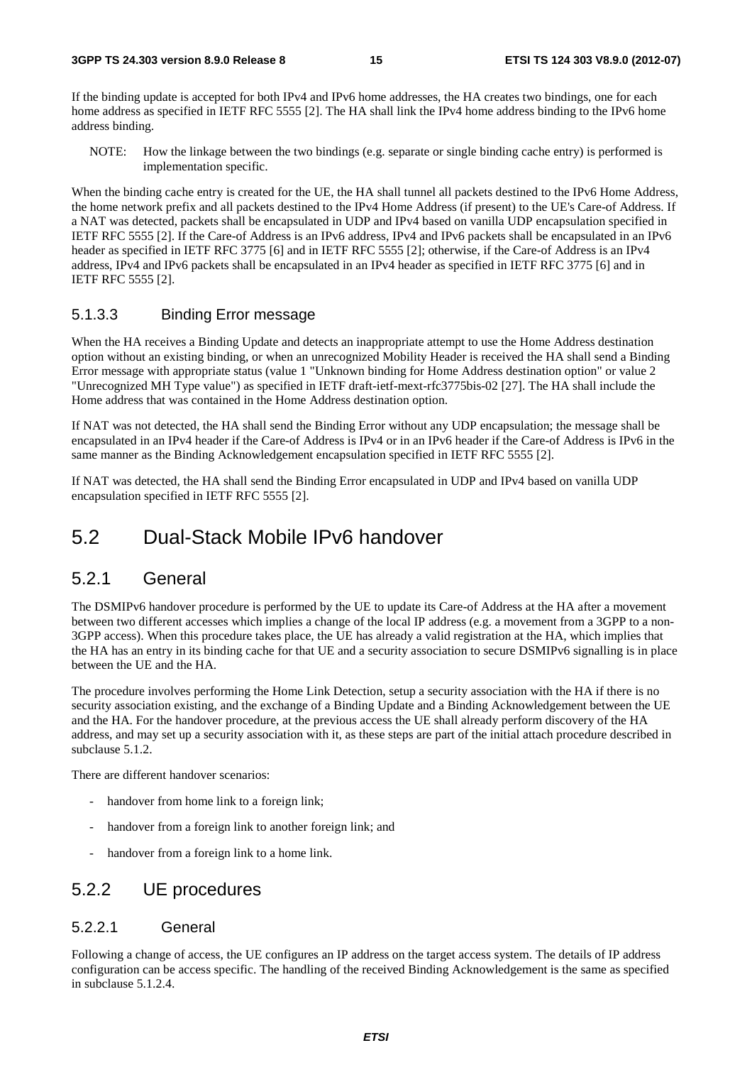If the binding update is accepted for both IPv4 and IPv6 home addresses, the HA creates two bindings, one for each home address as specified in IETF RFC 5555 [2]. The HA shall link the IPv4 home address binding to the IPv6 home address binding.

NOTE: How the linkage between the two bindings (e.g. separate or single binding cache entry) is performed is implementation specific.

When the binding cache entry is created for the UE, the HA shall tunnel all packets destined to the IPv6 Home Address, the home network prefix and all packets destined to the IPv4 Home Address (if present) to the UE's Care-of Address. If a NAT was detected, packets shall be encapsulated in UDP and IPv4 based on vanilla UDP encapsulation specified in IETF RFC 5555 [2]. If the Care-of Address is an IPv6 address, IPv4 and IPv6 packets shall be encapsulated in an IPv6 header as specified in IETF RFC 3775 [6] and in IETF RFC 5555 [2]; otherwise, if the Care-of Address is an IPv4 address, IPv4 and IPv6 packets shall be encapsulated in an IPv4 header as specified in IETF RFC 3775 [6] and in IETF RFC 5555 [2].

#### 5.1.3.3 Binding Error message

When the HA receives a Binding Update and detects an inappropriate attempt to use the Home Address destination option without an existing binding, or when an unrecognized Mobility Header is received the HA shall send a Binding Error message with appropriate status (value 1 "Unknown binding for Home Address destination option" or value 2 "Unrecognized MH Type value") as specified in IETF draft-ietf-mext-rfc3775bis-02 [27]. The HA shall include the Home address that was contained in the Home Address destination option.

If NAT was not detected, the HA shall send the Binding Error without any UDP encapsulation; the message shall be encapsulated in an IPv4 header if the Care-of Address is IPv4 or in an IPv6 header if the Care-of Address is IPv6 in the same manner as the Binding Acknowledgement encapsulation specified in IETF RFC 5555 [2].

If NAT was detected, the HA shall send the Binding Error encapsulated in UDP and IPv4 based on vanilla UDP encapsulation specified in IETF RFC 5555 [2].

## 5.2 Dual-Stack Mobile IPv6 handover

### 5.2.1 General

The DSMIPv6 handover procedure is performed by the UE to update its Care-of Address at the HA after a movement between two different accesses which implies a change of the local IP address (e.g. a movement from a 3GPP to a non-3GPP access). When this procedure takes place, the UE has already a valid registration at the HA, which implies that the HA has an entry in its binding cache for that UE and a security association to secure DSMIPv6 signalling is in place between the UE and the HA.

The procedure involves performing the Home Link Detection, setup a security association with the HA if there is no security association existing, and the exchange of a Binding Update and a Binding Acknowledgement between the UE and the HA. For the handover procedure, at the previous access the UE shall already perform discovery of the HA address, and may set up a security association with it, as these steps are part of the initial attach procedure described in subclause 5.1.2.

There are different handover scenarios:

- handover from home link to a foreign link;
- handover from a foreign link to another foreign link; and
- handover from a foreign link to a home link.

### 5.2.2 UE procedures

#### 5.2.2.1 General

Following a change of access, the UE configures an IP address on the target access system. The details of IP address configuration can be access specific. The handling of the received Binding Acknowledgement is the same as specified in subclause 5.1.2.4.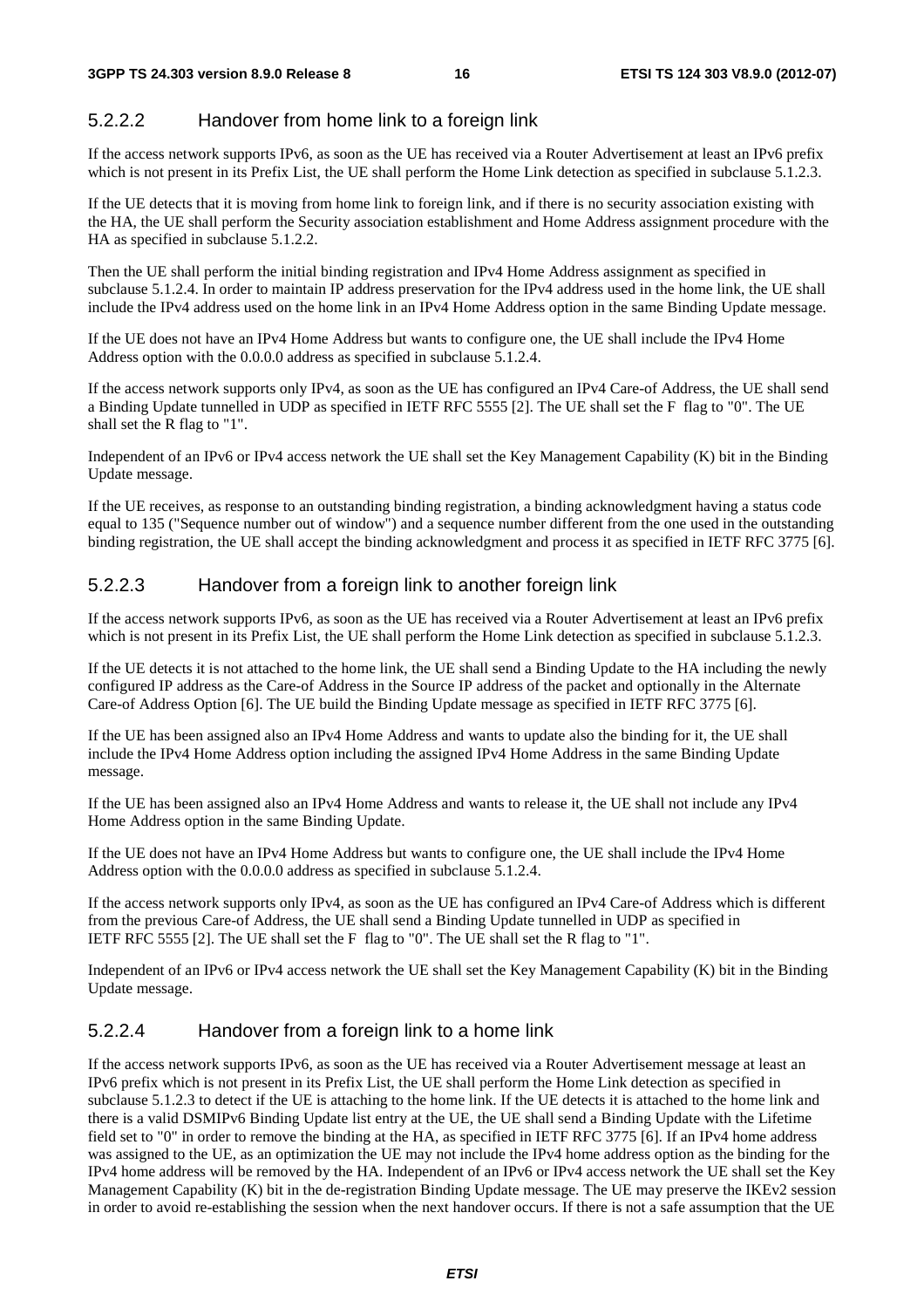#### 5.2.2.2 Handover from home link to a foreign link

If the access network supports IPv6, as soon as the UE has received via a Router Advertisement at least an IPv6 prefix which is not present in its Prefix List, the UE shall perform the Home Link detection as specified in subclause 5.1.2.3.

If the UE detects that it is moving from home link to foreign link, and if there is no security association existing with the HA, the UE shall perform the Security association establishment and Home Address assignment procedure with the HA as specified in subclause 5.1.2.2.

Then the UE shall perform the initial binding registration and IPv4 Home Address assignment as specified in subclause 5.1.2.4. In order to maintain IP address preservation for the IPv4 address used in the home link, the UE shall include the IPv4 address used on the home link in an IPv4 Home Address option in the same Binding Update message.

If the UE does not have an IPv4 Home Address but wants to configure one, the UE shall include the IPv4 Home Address option with the 0.0.0.0 address as specified in subclause 5.1.2.4.

If the access network supports only IPv4, as soon as the UE has configured an IPv4 Care-of Address, the UE shall send a Binding Update tunnelled in UDP as specified in IETF RFC 5555 [2]. The UE shall set the F flag to "0". The UE shall set the R flag to "1".

Independent of an IPv6 or IPv4 access network the UE shall set the Key Management Capability (K) bit in the Binding Update message.

If the UE receives, as response to an outstanding binding registration, a binding acknowledgment having a status code equal to 135 ("Sequence number out of window") and a sequence number different from the one used in the outstanding binding registration, the UE shall accept the binding acknowledgment and process it as specified in IETF RFC 3775 [6].

#### 5.2.2.3 Handover from a foreign link to another foreign link

If the access network supports IPv6, as soon as the UE has received via a Router Advertisement at least an IPv6 prefix which is not present in its Prefix List, the UE shall perform the Home Link detection as specified in subclause 5.1.2.3.

If the UE detects it is not attached to the home link, the UE shall send a Binding Update to the HA including the newly configured IP address as the Care-of Address in the Source IP address of the packet and optionally in the Alternate Care-of Address Option [6]. The UE build the Binding Update message as specified in IETF RFC 3775 [6].

If the UE has been assigned also an IPv4 Home Address and wants to update also the binding for it, the UE shall include the IPv4 Home Address option including the assigned IPv4 Home Address in the same Binding Update message.

If the UE has been assigned also an IPv4 Home Address and wants to release it, the UE shall not include any IPv4 Home Address option in the same Binding Update.

If the UE does not have an IPv4 Home Address but wants to configure one, the UE shall include the IPv4 Home Address option with the 0.0.0.0 address as specified in subclause 5.1.2.4.

If the access network supports only IPv4, as soon as the UE has configured an IPv4 Care-of Address which is different from the previous Care-of Address, the UE shall send a Binding Update tunnelled in UDP as specified in IETF RFC 5555 [2]. The UE shall set the F flag to "0". The UE shall set the R flag to "1".

Independent of an IPv6 or IPv4 access network the UE shall set the Key Management Capability (K) bit in the Binding Update message.

#### 5.2.2.4 Handover from a foreign link to a home link

If the access network supports IPv6, as soon as the UE has received via a Router Advertisement message at least an IPv6 prefix which is not present in its Prefix List, the UE shall perform the Home Link detection as specified in subclause 5.1.2.3 to detect if the UE is attaching to the home link. If the UE detects it is attached to the home link and there is a valid DSMIPv6 Binding Update list entry at the UE, the UE shall send a Binding Update with the Lifetime field set to "0" in order to remove the binding at the HA, as specified in IETF RFC 3775 [6]. If an IPv4 home address was assigned to the UE, as an optimization the UE may not include the IPv4 home address option as the binding for the IPv4 home address will be removed by the HA. Independent of an IPv6 or IPv4 access network the UE shall set the Key Management Capability (K) bit in the de-registration Binding Update message. The UE may preserve the IKEv2 session in order to avoid re-establishing the session when the next handover occurs. If there is not a safe assumption that the UE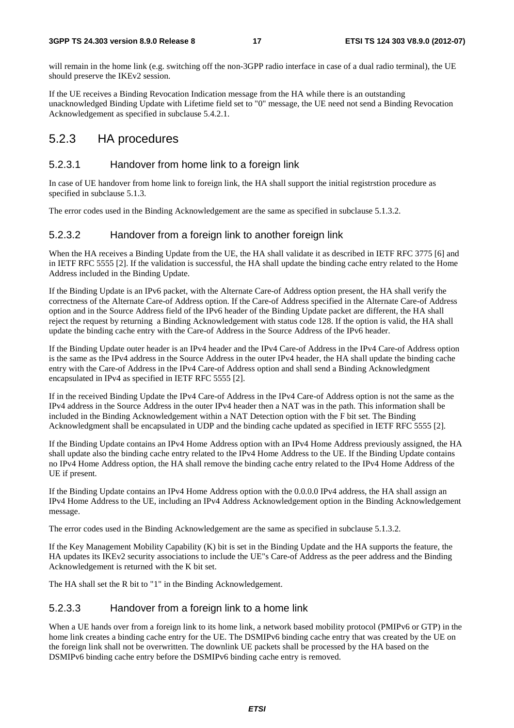will remain in the home link (e.g. switching off the non-3GPP radio interface in case of a dual radio terminal), the UE should preserve the IKEv2 session.

If the UE receives a Binding Revocation Indication message from the HA while there is an outstanding unacknowledged Binding Update with Lifetime field set to "0" message, the UE need not send a Binding Revocation Acknowledgement as specified in subclause 5.4.2.1.

## 5.2.3 HA procedures

### 5.2.3.1 Handover from home link to a foreign link

In case of UE handover from home link to foreign link, the HA shall support the initial registrstion procedure as specified in subclause 5.1.3.

The error codes used in the Binding Acknowledgement are the same as specified in subclause 5.1.3.2.

### 5.2.3.2 Handover from a foreign link to another foreign link

When the HA receives a Binding Update from the UE, the HA shall validate it as described in IETF RFC 3775 [6] and in IETF RFC 5555 [2]. If the validation is successful, the HA shall update the binding cache entry related to the Home Address included in the Binding Update.

If the Binding Update is an IPv6 packet, with the Alternate Care-of Address option present, the HA shall verify the correctness of the Alternate Care-of Address option. If the Care-of Address specified in the Alternate Care-of Address option and in the Source Address field of the IPv6 header of the Binding Update packet are different, the HA shall reject the request by returning a Binding Acknowledgement with status code 128. If the option is valid, the HA shall update the binding cache entry with the Care-of Address in the Source Address of the IPv6 header.

If the Binding Update outer header is an IPv4 header and the IPv4 Care-of Address in the IPv4 Care-of Address option is the same as the IPv4 address in the Source Address in the outer IPv4 header, the HA shall update the binding cache entry with the Care-of Address in the IPv4 Care-of Address option and shall send a Binding Acknowledgment encapsulated in IPv4 as specified in IETF RFC 5555 [2].

If in the received Binding Update the IPv4 Care-of Address in the IPv4 Care-of Address option is not the same as the IPv4 address in the Source Address in the outer IPv4 header then a NAT was in the path. This information shall be included in the Binding Acknowledgement within a NAT Detection option with the F bit set. The Binding Acknowledgment shall be encapsulated in UDP and the binding cache updated as specified in IETF RFC 5555 [2].

If the Binding Update contains an IPv4 Home Address option with an IPv4 Home Address previously assigned, the HA shall update also the binding cache entry related to the IPv4 Home Address to the UE. If the Binding Update contains no IPv4 Home Address option, the HA shall remove the binding cache entry related to the IPv4 Home Address of the UE if present.

If the Binding Update contains an IPv4 Home Address option with the 0.0.0.0 IPv4 address, the HA shall assign an IPv4 Home Address to the UE, including an IPv4 Address Acknowledgement option in the Binding Acknowledgement message.

The error codes used in the Binding Acknowledgement are the same as specified in subclause 5.1.3.2.

If the Key Management Mobility Capability (K) bit is set in the Binding Update and the HA supports the feature, the HA updates its IKEv2 security associations to include the UE"s Care-of Address as the peer address and the Binding Acknowledgement is returned with the K bit set.

The HA shall set the R bit to "1" in the Binding Acknowledgement.

### 5.2.3.3 Handover from a foreign link to a home link

When a UE hands over from a foreign link to its home link, a network based mobility protocol (PMIPv6 or GTP) in the home link creates a binding cache entry for the UE. The DSMIPv6 binding cache entry that was created by the UE on the foreign link shall not be overwritten. The downlink UE packets shall be processed by the HA based on the DSMIPv6 binding cache entry before the DSMIPv6 binding cache entry is removed.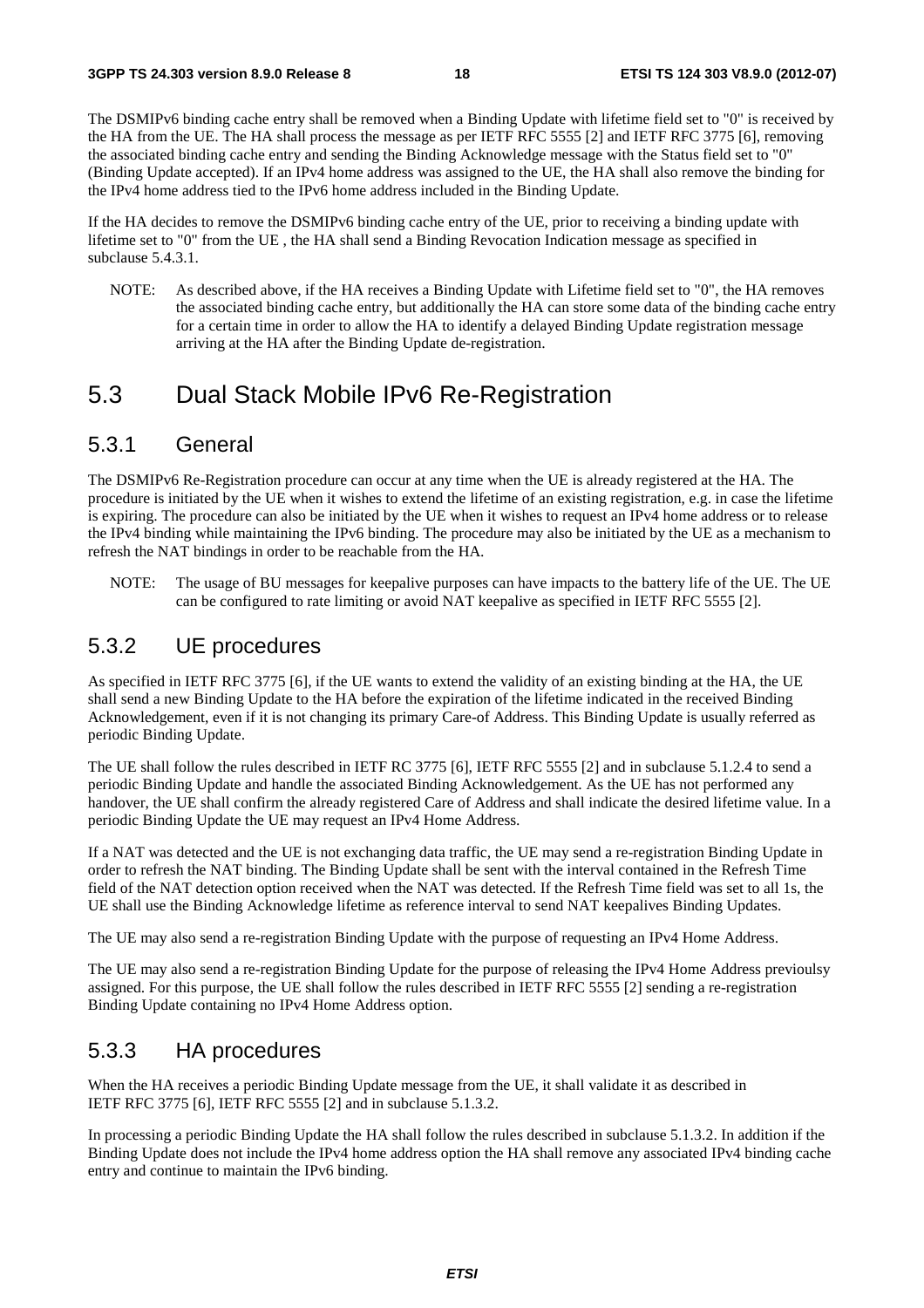The DSMIPv6 binding cache entry shall be removed when a Binding Update with lifetime field set to "0" is received by the HA from the UE. The HA shall process the message as per IETF RFC 5555 [2] and IETF RFC 3775 [6], removing the associated binding cache entry and sending the Binding Acknowledge message with the Status field set to "0" (Binding Update accepted). If an IPv4 home address was assigned to the UE, the HA shall also remove the binding for the IPv4 home address tied to the IPv6 home address included in the Binding Update.

If the HA decides to remove the DSMIPv6 binding cache entry of the UE, prior to receiving a binding update with lifetime set to "0" from the UE , the HA shall send a Binding Revocation Indication message as specified in subclause 5.4.3.1.

NOTE: As described above, if the HA receives a Binding Update with Lifetime field set to "0", the HA removes the associated binding cache entry, but additionally the HA can store some data of the binding cache entry for a certain time in order to allow the HA to identify a delayed Binding Update registration message arriving at the HA after the Binding Update de-registration.

# 5.3 Dual Stack Mobile IPv6 Re-Registration

## 5.3.1 General

The DSMIPv6 Re-Registration procedure can occur at any time when the UE is already registered at the HA. The procedure is initiated by the UE when it wishes to extend the lifetime of an existing registration, e.g. in case the lifetime is expiring. The procedure can also be initiated by the UE when it wishes to request an IPv4 home address or to release the IPv4 binding while maintaining the IPv6 binding. The procedure may also be initiated by the UE as a mechanism to refresh the NAT bindings in order to be reachable from the HA.

NOTE: The usage of BU messages for keepalive purposes can have impacts to the battery life of the UE. The UE can be configured to rate limiting or avoid NAT keepalive as specified in IETF RFC 5555 [2].

## 5.3.2 UE procedures

As specified in IETF RFC 3775 [6], if the UE wants to extend the validity of an existing binding at the HA, the UE shall send a new Binding Update to the HA before the expiration of the lifetime indicated in the received Binding Acknowledgement, even if it is not changing its primary Care-of Address. This Binding Update is usually referred as periodic Binding Update.

The UE shall follow the rules described in IETF RC 3775 [6], IETF RFC 5555 [2] and in subclause 5.1.2.4 to send a periodic Binding Update and handle the associated Binding Acknowledgement. As the UE has not performed any handover, the UE shall confirm the already registered Care of Address and shall indicate the desired lifetime value. In a periodic Binding Update the UE may request an IPv4 Home Address.

If a NAT was detected and the UE is not exchanging data traffic, the UE may send a re-registration Binding Update in order to refresh the NAT binding. The Binding Update shall be sent with the interval contained in the Refresh Time field of the NAT detection option received when the NAT was detected. If the Refresh Time field was set to all 1s, the UE shall use the Binding Acknowledge lifetime as reference interval to send NAT keepalives Binding Updates.

The UE may also send a re-registration Binding Update with the purpose of requesting an IPv4 Home Address.

The UE may also send a re-registration Binding Update for the purpose of releasing the IPv4 Home Address previoulsy assigned. For this purpose, the UE shall follow the rules described in IETF RFC 5555 [2] sending a re-registration Binding Update containing no IPv4 Home Address option.

## 5.3.3 HA procedures

When the HA receives a periodic Binding Update message from the UE, it shall validate it as described in IETF RFC 3775 [6], IETF RFC 5555 [2] and in subclause 5.1.3.2.

In processing a periodic Binding Update the HA shall follow the rules described in subclause 5.1.3.2. In addition if the Binding Update does not include the IPv4 home address option the HA shall remove any associated IPv4 binding cache entry and continue to maintain the IPv6 binding.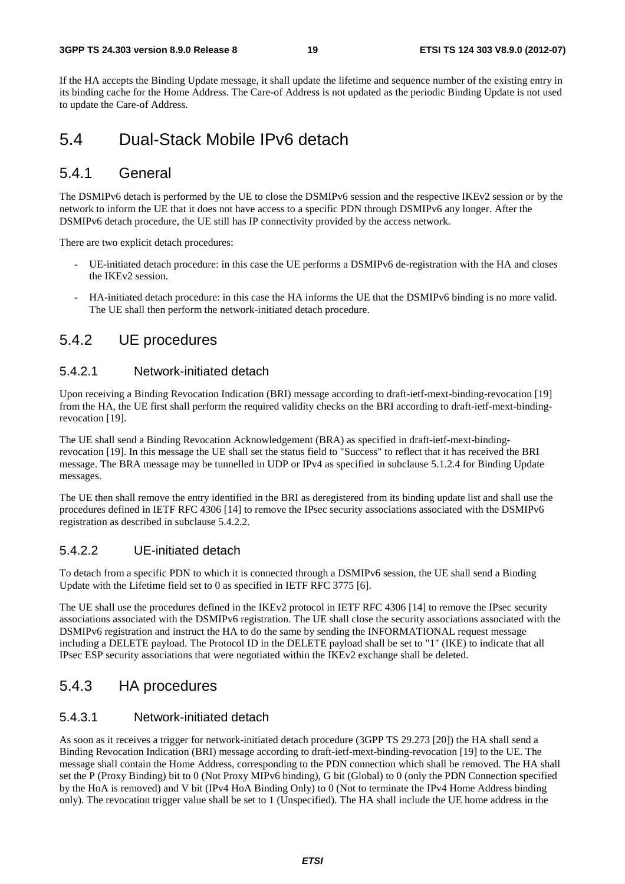If the HA accepts the Binding Update message, it shall update the lifetime and sequence number of the existing entry in its binding cache for the Home Address. The Care-of Address is not updated as the periodic Binding Update is not used to update the Care-of Address.

# 5.4 Dual-Stack Mobile IPv6 detach

## 5.4.1 General

The DSMIPv6 detach is performed by the UE to close the DSMIPv6 session and the respective IKEv2 session or by the network to inform the UE that it does not have access to a specific PDN through DSMIPv6 any longer. After the DSMIPv6 detach procedure, the UE still has IP connectivity provided by the access network.

There are two explicit detach procedures:

- UE-initiated detach procedure: in this case the UE performs a DSMIPv6 de-registration with the HA and closes the IKEv2 session.
- HA-initiated detach procedure: in this case the HA informs the UE that the DSMIPv6 binding is no more valid. The UE shall then perform the network-initiated detach procedure.

## 5.4.2 UE procedures

### 5.4.2.1 Network-initiated detach

Upon receiving a Binding Revocation Indication (BRI) message according to draft-ietf-mext-binding-revocation [19] from the HA, the UE first shall perform the required validity checks on the BRI according to draft-ietf-mext-binding-revocation [19].

The UE shall send a Binding Revocation Acknowledgement (BRA) as specified in draft-ietf-mext-binding-revocation [19]. In this message the UE shall set the status field to "Success" to reflect that it has received the BRI message. The BRA message may be tunnelled in UDP or IPv4 as specified in subclause 5.1.2.4 for Binding Update messages.

The UE then shall remove the entry identified in the BRI as deregistered from its binding update list and shall use the procedures defined in IETF RFC 4306 [14] to remove the IPsec security associations associated with the DSMIPv6 registration as described in subclause 5.4.2.2.

### 5.4.2.2 UE-initiated detach

To detach from a specific PDN to which it is connected through a DSMIPv6 session, the UE shall send a Binding Update with the Lifetime field set to 0 as specified in IETF RFC 3775 [6].

The UE shall use the procedures defined in the IKEv2 protocol in IETF RFC 4306 [14] to remove the IPsec security associations associated with the DSMIPv6 registration. The UE shall close the security associations associated with the DSMIPv6 registration and instruct the HA to do the same by sending the INFORMATIONAL request message including a DELETE payload. The Protocol ID in the DELETE payload shall be set to "1" (IKE) to indicate that all IPsec ESP security associations that were negotiated within the IKEv2 exchange shall be deleted.

## 5.4.3 HA procedures

### 5.4.3.1 Network-initiated detach

As soon as it receives a trigger for network-initiated detach procedure (3GPP TS 29.273 [20]) the HA shall send a Binding Revocation Indication (BRI) message according to draft-ietf-mext-binding-revocation [19] to the UE. The message shall contain the Home Address, corresponding to the PDN connection which shall be removed. The HA shall set the P (Proxy Binding) bit to 0 (Not Proxy MIPv6 binding), G bit (Global) to 0 (only the PDN Connection specified by the HoA is removed) and V bit (IPv4 HoA Binding Only) to 0 (Not to terminate the IPv4 Home Address binding only). The revocation trigger value shall be set to 1 (Unspecified). The HA shall include the UE home address in the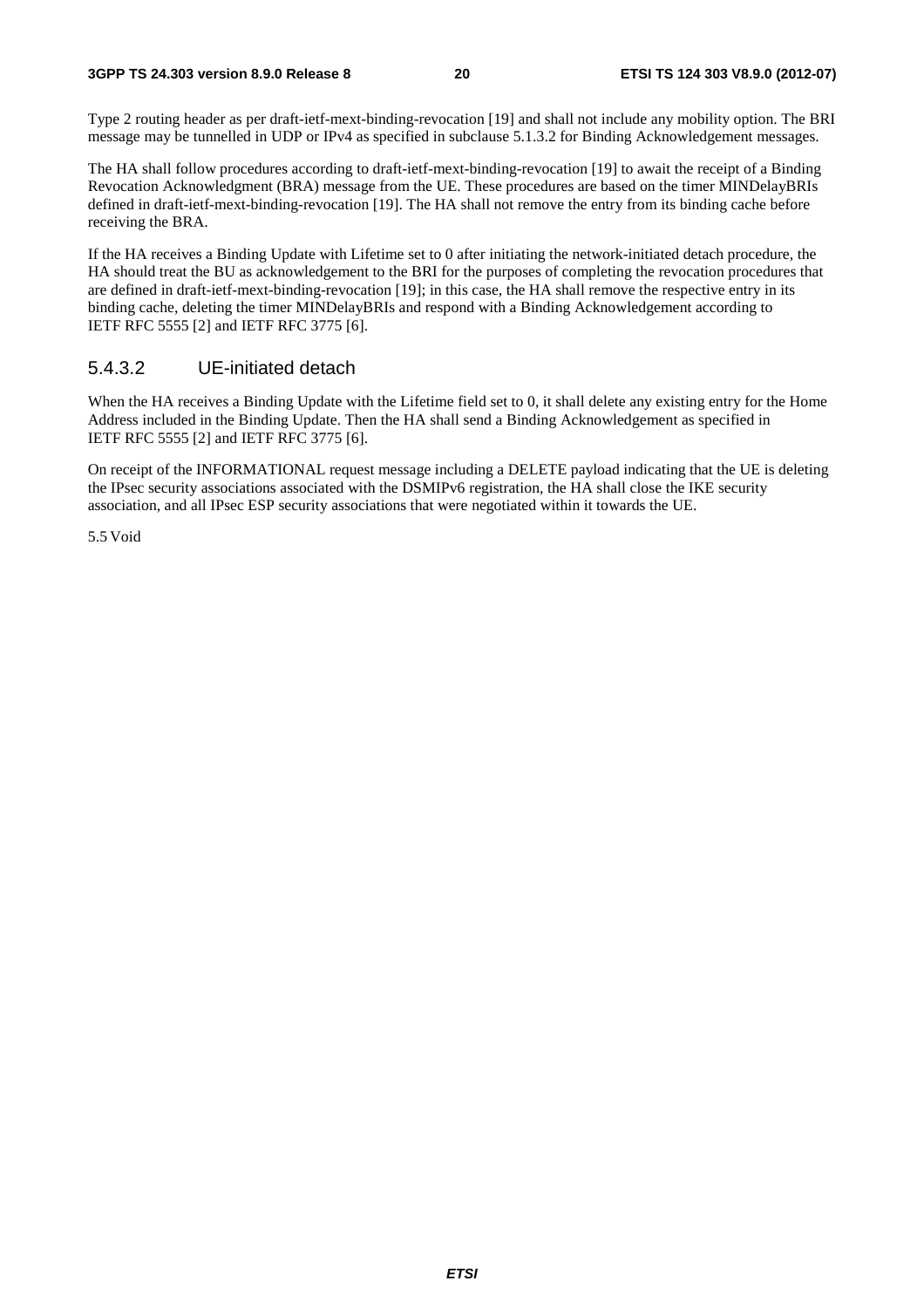Type 2 routing header as per draft-ietf-mext-binding-revocation [19] and shall not include any mobility option. The BRI message may be tunnelled in UDP or IPv4 as specified in subclause 5.1.3.2 for Binding Acknowledgement messages.

The HA shall follow procedures according to draft-ietf-mext-binding-revocation [19] to await the receipt of a Binding Revocation Acknowledgment (BRA) message from the UE. These procedures are based on the timer MINDelayBRIs defined in draft-ietf-mext-binding-revocation [19]. The HA shall not remove the entry from its binding cache before receiving the BRA.

If the HA receives a Binding Update with Lifetime set to 0 after initiating the network-initiated detach procedure, the HA should treat the BU as acknowledgement to the BRI for the purposes of completing the revocation procedures that are defined in draft-ietf-mext-binding-revocation [19]; in this case, the HA shall remove the respective entry in its binding cache, deleting the timer MINDelayBRIs and respond with a Binding Acknowledgement according to IETF RFC 5555 [2] and IETF RFC 3775 [6].

#### 5.4.3.2 UE-initiated detach

When the HA receives a Binding Update with the Lifetime field set to 0, it shall delete any existing entry for the Home Address included in the Binding Update. Then the HA shall send a Binding Acknowledgement as specified in IETF RFC 5555 [2] and IETF RFC 3775 [6].

On receipt of the INFORMATIONAL request message including a DELETE payload indicating that the UE is deleting the IPsec security associations associated with the DSMIPv6 registration, the HA shall close the IKE security association, and all IPsec ESP security associations that were negotiated within it towards the UE.

5.5 Void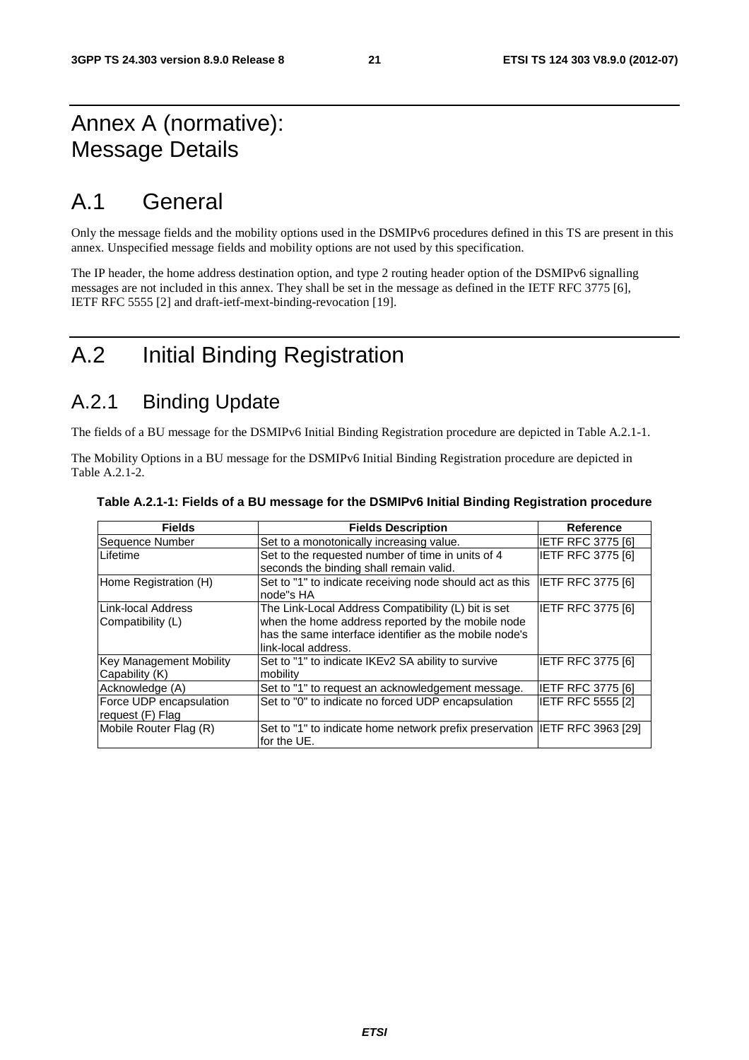# Annex A (normative): Message Details

# A.1 General

Only the message fields and the mobility options used in the DSMIPv6 procedures defined in this TS are present in this annex. Unspecified message fields and mobility options are not used by this specification.

The IP header, the home address destination option, and type 2 routing header option of the DSMIPv6 signalling messages are not included in this annex. They shall be set in the message as defined in the IETF RFC 3775 [6], IETF RFC 5555 [2] and draft-ietf-mext-binding-revocation [19].

# A.2 Initial Binding Registration

## A.2.1 Binding Update

The fields of a BU message for the DSMIPv6 Initial Binding Registration procedure are depicted in Table A.2.1-1.

The Mobility Options in a BU message for the DSMIPv6 Initial Binding Registration procedure are depicted in Table A.2.1-2.

**Table A.2.1-1: Fields of a BU message for the DSMIPv6 Initial Binding Registration procedure**

| Fields | Fields Description | Reference |
|---|---|---|
| Sequence Number | Set to a monotonically increasing value. | IETF RFC 3775 [6] |
| Lifetime | Set to the requested number of time in units of 4 seconds the binding shall remain valid. | IETF RFC 3775 [6] |
| Home Registration (H) | Set to "1" to indicate receiving node should act as this node"s HA | IETF RFC 3775 [6] |
| Link-local Address Compatibility (L) | The Link-Local Address Compatibility (L) bit is set when the home address reported by the mobile node has the same interface identifier as the mobile node's link-local address. | IETF RFC 3775 [6] |
| Key Management Mobility Capability (K) | Set to "1" to indicate IKEv2 SA ability to survive mobility | IETF RFC 3775 [6] |
| Acknowledge (A) | Set to "1" to request an acknowledgement message. | IETF RFC 3775 [6] |
| Force UDP encapsulation request (F) Flag | Set to "0" to indicate no forced UDP encapsulation | IETF RFC 5555 [2] |
| Mobile Router Flag (R) | Set to "1" to indicate home network prefix preservation for the UE. | IETF RFC 3963 [29] |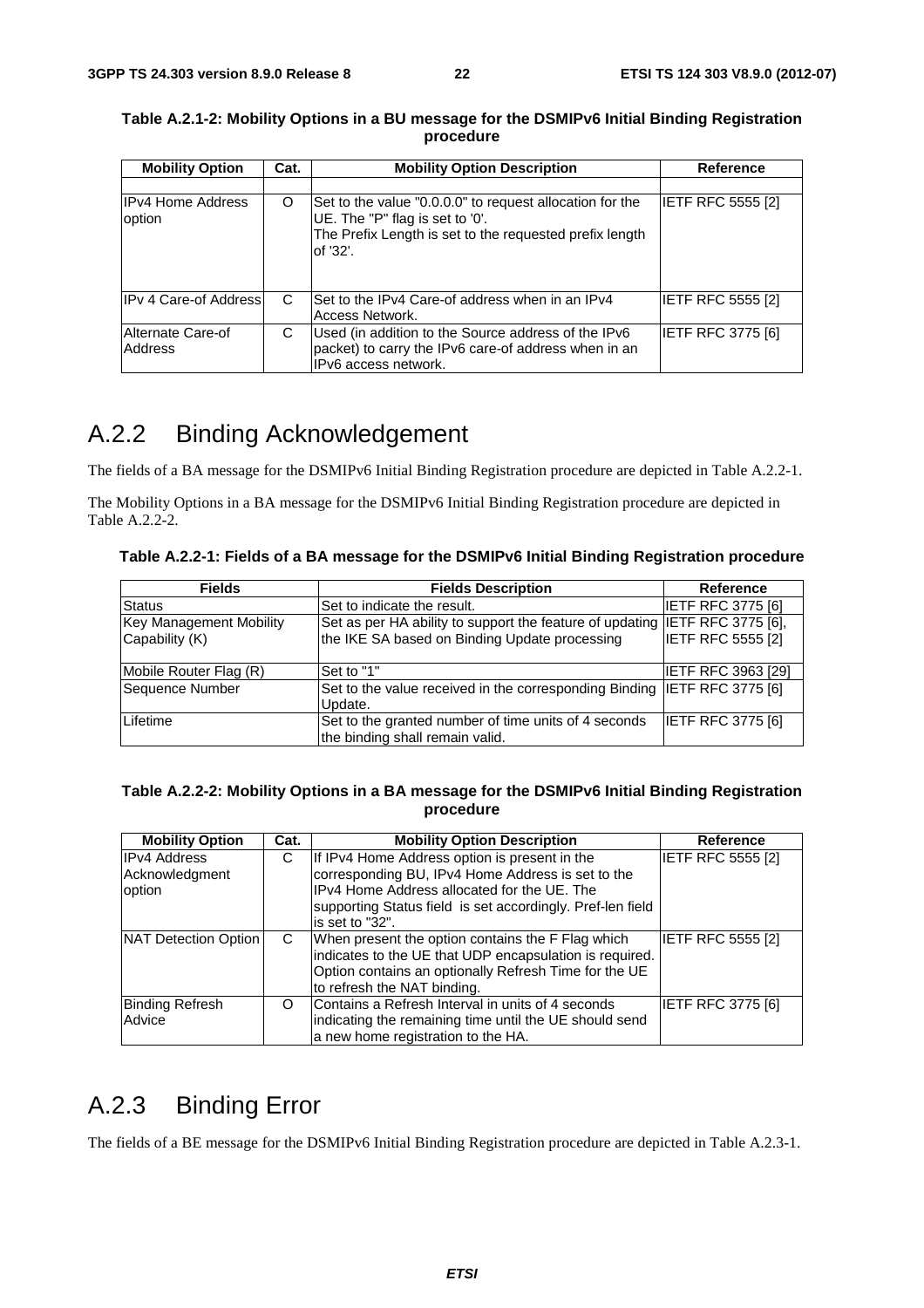**Table A.2.1-2: Mobility Options in a BU message for the DSMIPv6 Initial Binding Registration procedure**

| Mobility Option | Cat. | Mobility Option Description | Reference |
|---|---|---|---|
| | | | |
| IPv4 Home Address option | O | Set to the value "0.0.0.0" to request allocation for the UE. The "P" flag is set to '0'. The Prefix Length is set to the requested prefix length of '32'. | IETF RFC 5555 [2] |
| IPv 4 Care-of Address | C | Set to the IPv4 Care-of address when in an IPv4 Access Network. | IETF RFC 5555 [2] |
| Alternate Care-of Address | C | Used (in addition to the Source address of the IPv6 packet) to carry the IPv6 care-of address when in an IPv6 access network. | IETF RFC 3775 [6] |

# A.2.2 Binding Acknowledgement

The fields of a BA message for the DSMIPv6 Initial Binding Registration procedure are depicted in Table A.2.2-1.

The Mobility Options in a BA message for the DSMIPv6 Initial Binding Registration procedure are depicted in Table A.2.2-2.

**Table A.2.2-1: Fields of a BA message for the DSMIPv6 Initial Binding Registration procedure**

| Fields | Fields Description | Reference |
|---|---|---|
| Status | Set to indicate the result. | IETF RFC 3775 [6] |
| Key Management Mobility Capability (K) | Set as per HA ability to support the feature of updating the IKE SA based on Binding Update processing | IETF RFC 3775 [6], IETF RFC 5555 [2] |
| Mobile Router Flag (R) | Set to "1" | IETF RFC 3963 [29] |
| Sequence Number | Set to the value received in the corresponding Binding Update. | IETF RFC 3775 [6] |
| Lifetime | Set to the granted number of time units of 4 seconds the binding shall remain valid. | IETF RFC 3775 [6] |

**Table A.2.2-2: Mobility Options in a BA message for the DSMIPv6 Initial Binding Registration procedure**

| Mobility Option | Cat. | Mobility Option Description | Reference |
|---|---|---|---|
| IPv4 Address Acknowledgment option | C | If IPv4 Home Address option is present in the corresponding BU, IPv4 Home Address is set to the IPv4 Home Address allocated for the UE. The supporting Status field is set accordingly. Pref-len field is set to "32". | IETF RFC 5555 [2] |
| NAT Detection Option | C | When present the option contains the F Flag which indicates to the UE that UDP encapsulation is required. Option contains an optionally Refresh Time for the UE to refresh the NAT binding. | IETF RFC 5555 [2] |
| Binding Refresh Advice | O | Contains a Refresh Interval in units of 4 seconds indicating the remaining time until the UE should send a new home registration to the HA. | IETF RFC 3775 [6] |

# A.2.3 Binding Error

The fields of a BE message for the DSMIPv6 Initial Binding Registration procedure are depicted in Table A.2.3-1.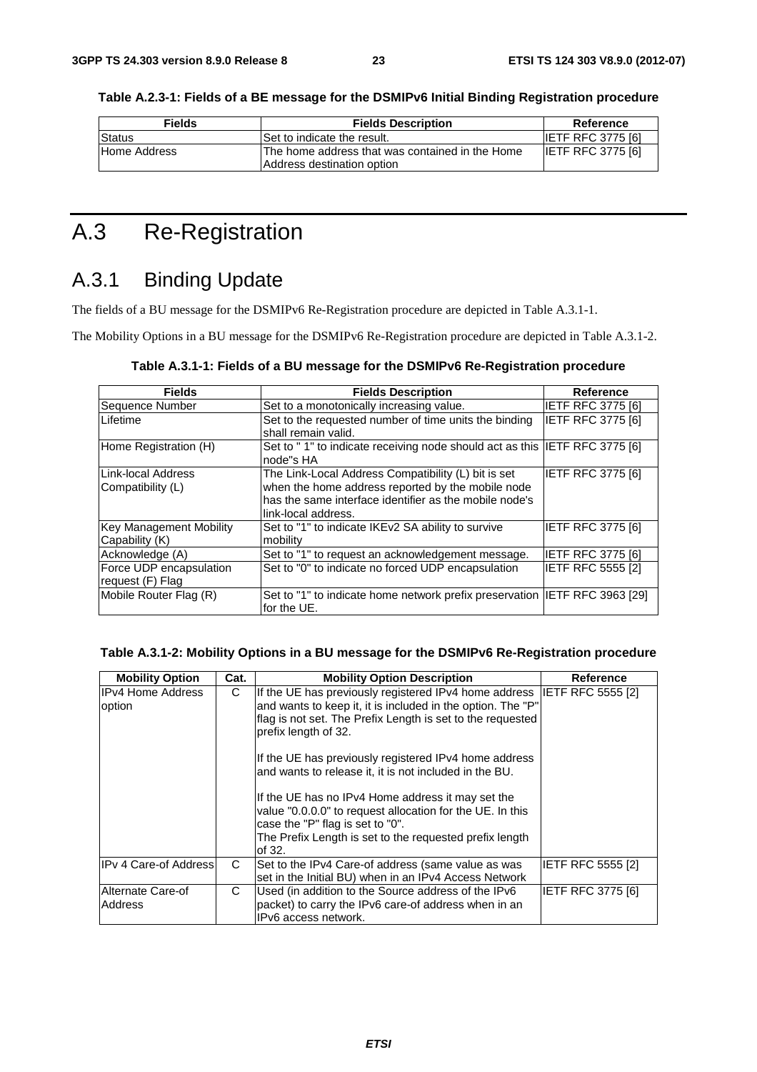**Table A.2.3-1: Fields of a BE message for the DSMIPv6 Initial Binding Registration procedure**

| Fields | Fields Description | Reference |
|---|---|---|
| Status | Set to indicate the result. | IETF RFC 3775 [6] |
| Home Address | The home address that was contained in the Home Address destination option | IETF RFC 3775 [6] |

# A.3 Re-Registration

## A.3.1 Binding Update

The fields of a BU message for the DSMIPv6 Re-Registration procedure are depicted in Table A.3.1-1.

The Mobility Options in a BU message for the DSMIPv6 Re-Registration procedure are depicted in Table A.3.1-2.

**Table A.3.1-1: Fields of a BU message for the DSMIPv6 Re-Registration procedure**

| Fields | Fields Description | Reference |
|---|---|---|
| Sequence Number | Set to a monotonically increasing value. | IETF RFC 3775 [6] |
| Lifetime | Set to the requested number of time units the binding shall remain valid. | IETF RFC 3775 [6] |
| Home Registration (H) | Set to " 1" to indicate receiving node should act as this node"s HA | IETF RFC 3775 [6] |
| Link-local Address Compatibility (L) | The Link-Local Address Compatibility (L) bit is set when the home address reported by the mobile node has the same interface identifier as the mobile node's link-local address. | IETF RFC 3775 [6] |
| Key Management Mobility Capability (K) | Set to "1" to indicate IKEv2 SA ability to survive mobility | IETF RFC 3775 [6] |
| Acknowledge (A) | Set to "1" to request an acknowledgement message. | IETF RFC 3775 [6] |
| Force UDP encapsulation request (F) Flag | Set to "0" to indicate no forced UDP encapsulation | IETF RFC 5555 [2] |
| Mobile Router Flag (R) | Set to "1" to indicate home network prefix preservation for the UE. | IETF RFC 3963 [29] |

**Table A.3.1-2: Mobility Options in a BU message for the DSMIPv6 Re-Registration procedure**

| Mobility Option | Cat. | Mobility Option Description | Reference |
|---|---|---|---|
| IPv4 Home Address option | C | If the UE has previously registered IPv4 home address and wants to keep it, it is included in the option. The "P" flag is not set. The Prefix Length is set to the requested prefix length of 32.<br><br>If the UE has previously registered IPv4 home address and wants to release it, it is not included in the BU.<br><br>If the UE has no IPv4 Home address it may set the value "0.0.0.0" to request allocation for the UE. In this case the "P" flag is set to "0".<br>The Prefix Length is set to the requested prefix length of 32. | IETF RFC 5555 [2] |
| IPv 4 Care-of Address | C | Set to the IPv4 Care-of address (same value as was set in the Initial BU) when in an IPv4 Access Network | IETF RFC 5555 [2] |
| Alternate Care-of Address | C | Used (in addition to the Source address of the IPv6 packet) to carry the IPv6 care-of address when in an IPv6 access network. | IETF RFC 3775 [6] |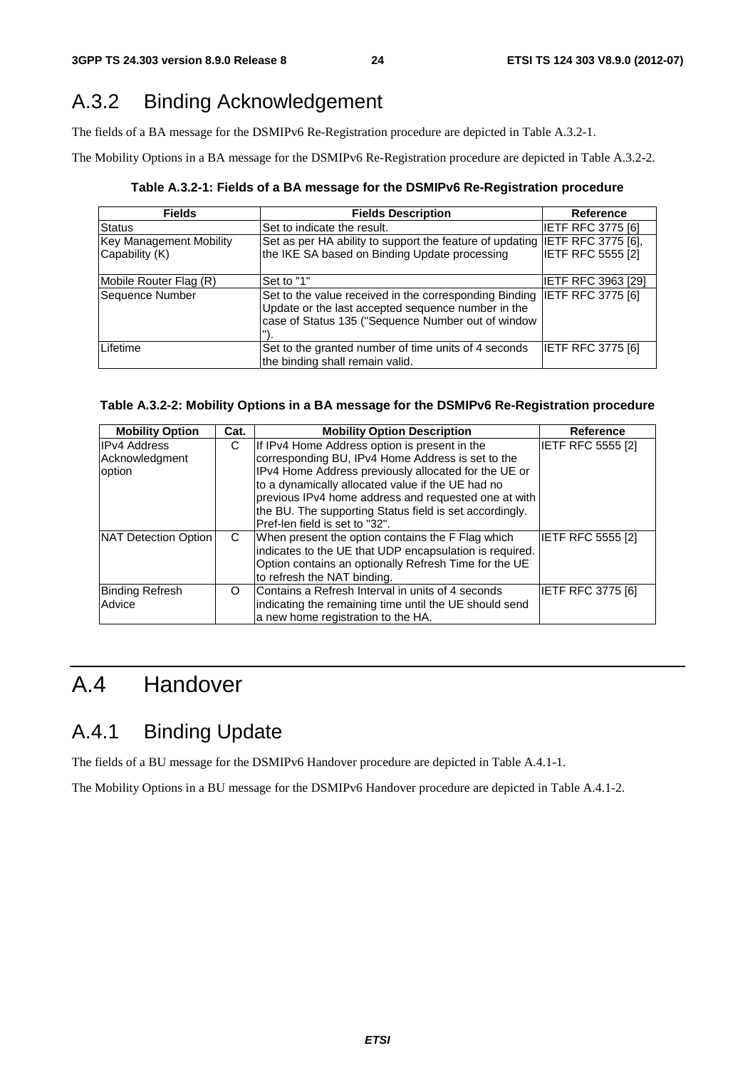## A.3.2 Binding Acknowledgement

The fields of a BA message for the DSMIPv6 Re-Registration procedure are depicted in Table A.3.2-1.

The Mobility Options in a BA message for the DSMIPv6 Re-Registration procedure are depicted in Table A.3.2-2.

**Table A.3.2-1: Fields of a BA message for the DSMIPv6 Re-Registration procedure**

| Fields | Fields Description | Reference |
|---|---|---|
| Status | Set to indicate the result. | IETF RFC 3775 [6] |
| Key Management Mobility Capability (K) | Set as per HA ability to support the feature of updating the IKE SA based on Binding Update processing | IETF RFC 3775 [6], IETF RFC 5555 [2] |
| Mobile Router Flag (R) | Set to "1" | IETF RFC 3963 [29] |
| Sequence Number | Set to the value received in the corresponding Binding Update or the last accepted sequence number in the case of Status 135 ("Sequence Number out of window "). | IETF RFC 3775 [6] |
| Lifetime | Set to the granted number of time units of 4 seconds the binding shall remain valid. | IETF RFC 3775 [6] |

**Table A.3.2-2: Mobility Options in a BA message for the DSMIPv6 Re-Registration procedure**

| Mobility Option | Cat. | Mobility Option Description | Reference |
|---|---|---|---|
| IPv4 Address Acknowledgment option | C | If IPv4 Home Address option is present in the corresponding BU, IPv4 Home Address is set to the IPv4 Home Address previously allocated for the UE or to a dynamically allocated value if the UE had no previous IPv4 home address and requested one at with the BU. The supporting Status field is set accordingly. Pref-len field is set to "32". | IETF RFC 5555 [2] |
| NAT Detection Option | C | When present the option contains the F Flag which indicates to the UE that UDP encapsulation is required. Option contains an optionally Refresh Time for the UE to refresh the NAT binding. | IETF RFC 5555 [2] |
| Binding Refresh Advice | O | Contains a Refresh Interval in units of 4 seconds indicating the remaining time until the UE should send a new home registration to the HA. | IETF RFC 3775 [6] |

# A.4 Handover

## A.4.1 Binding Update

The fields of a BU message for the DSMIPv6 Handover procedure are depicted in Table A.4.1-1.

The Mobility Options in a BU message for the DSMIPv6 Handover procedure are depicted in Table A.4.1-2.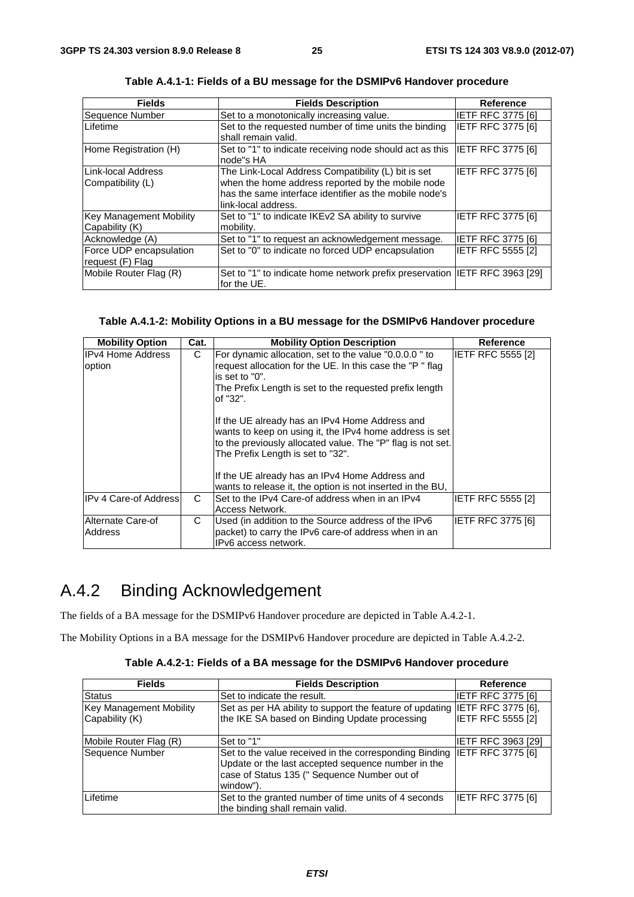**Table A.4.1-1: Fields of a BU message for the DSMIPv6 Handover procedure**

| Fields | Fields Description | Reference |
|---|---|---|
| Sequence Number | Set to a monotonically increasing value. | IETF RFC 3775 [6] |
| Lifetime | Set to the requested number of time units the binding shall remain valid. | IETF RFC 3775 [6] |
| Home Registration (H) | Set to "1" to indicate receiving node should act as this node"s HA | IETF RFC 3775 [6] |
| Link-local Address Compatibility (L) | The Link-Local Address Compatibility (L) bit is set when the home address reported by the mobile node has the same interface identifier as the mobile node's link-local address. | IETF RFC 3775 [6] |
| Key Management Mobility Capability (K) | Set to "1" to indicate IKEv2 SA ability to survive mobility. | IETF RFC 3775 [6] |
| Acknowledge (A) | Set to "1" to request an acknowledgement message. | IETF RFC 3775 [6] |
| Force UDP encapsulation request (F) Flag | Set to "0" to indicate no forced UDP encapsulation | IETF RFC 5555 [2] |
| Mobile Router Flag (R) | Set to "1" to indicate home network prefix preservation for the UE. | IETF RFC 3963 [29] |

**Table A.4.1-2: Mobility Options in a BU message for the DSMIPv6 Handover procedure**

| Mobility Option | Cat. | Mobility Option Description | Reference |
|---|---|---|---|
| IPv4 Home Address option | C | For dynamic allocation, set to the value "0.0.0.0 " to request allocation for the UE. In this case the "P " flag is set to "0".<br>The Prefix Length is set to the requested prefix length of "32".<br><br>If the UE already has an IPv4 Home Address and wants to keep on using it, the IPv4 home address is set to the previously allocated value. The "P" flag is not set. The Prefix Length is set to "32".<br><br>If the UE already has an IPv4 Home Address and wants to release it, the option is not inserted in the BU, | IETF RFC 5555 [2] |
| IPv 4 Care-of Address | C | Set to the IPv4 Care-of address when in an IPv4 Access Network. | IETF RFC 5555 [2] |
| Alternate Care-of Address | C | Used (in addition to the Source address of the IPv6 packet) to carry the IPv6 care-of address when in an IPv6 access network. | IETF RFC 3775 [6] |

# A.4.2 Binding Acknowledgement

The fields of a BA message for the DSMIPv6 Handover procedure are depicted in Table A.4.2-1.

The Mobility Options in a BA message for the DSMIPv6 Handover procedure are depicted in Table A.4.2-2.

**Table A.4.2-1: Fields of a BA message for the DSMIPv6 Handover procedure**

| Fields | Fields Description | Reference |
|---|---|---|
| Status | Set to indicate the result. | IETF RFC 3775 [6] |
| Key Management Mobility Capability (K) | Set as per HA ability to support the feature of updating the IKE SA based on Binding Update processing | IETF RFC 3775 [6], IETF RFC 5555 [2] |
| Mobile Router Flag (R) | Set to "1" | IETF RFC 3963 [29] |
| Sequence Number | Set to the value received in the corresponding Binding Update or the last accepted sequence number in the case of Status 135 (" Sequence Number out of window"). | IETF RFC 3775 [6] |
| Lifetime | Set to the granted number of time units of 4 seconds the binding shall remain valid. | IETF RFC 3775 [6] |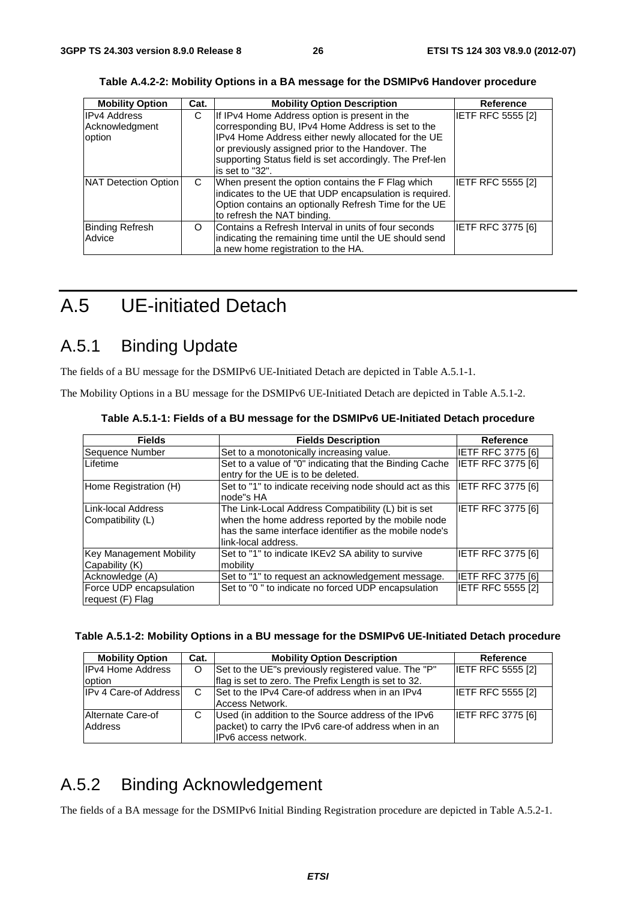**Table A.4.2-2: Mobility Options in a BA message for the DSMIPv6 Handover procedure**

| Mobility Option | Cat. | Mobility Option Description | Reference |
|---|---|---|---|
| IPv4 Address Acknowledgment option | C | If IPv4 Home Address option is present in the corresponding BU, IPv4 Home Address is set to the IPv4 Home Address either newly allocated for the UE or previously assigned prior to the Handover. The supporting Status field is set accordingly. The Pref-len is set to "32". | IETF RFC 5555 [2] |
| NAT Detection Option | C | When present the option contains the F Flag which indicates to the UE that UDP encapsulation is required. Option contains an optionally Refresh Time for the UE to refresh the NAT binding. | IETF RFC 5555 [2] |
| Binding Refresh Advice | O | Contains a Refresh Interval in units of four seconds indicating the remaining time until the UE should send a new home registration to the HA. | IETF RFC 3775 [6] |

# A.5 UE-initiated Detach

## A.5.1 Binding Update

The fields of a BU message for the DSMIPv6 UE-Initiated Detach are depicted in Table A.5.1-1.

The Mobility Options in a BU message for the DSMIPv6 UE-Initiated Detach are depicted in Table A.5.1-2.

**Table A.5.1-1: Fields of a BU message for the DSMIPv6 UE-Initiated Detach procedure**

| Fields | Fields Description | Reference |
|---|---|---|
| Sequence Number | Set to a monotonically increasing value. | IETF RFC 3775 [6] |
| Lifetime | Set to a value of "0" indicating that the Binding Cache entry for the UE is to be deleted. | IETF RFC 3775 [6] |
| Home Registration (H) | Set to "1" to indicate receiving node should act as this node"s HA | IETF RFC 3775 [6] |
| Link-local Address Compatibility (L) | The Link-Local Address Compatibility (L) bit is set when the home address reported by the mobile node has the same interface identifier as the mobile node's link-local address. | IETF RFC 3775 [6] |
| Key Management Mobility Capability (K) | Set to "1" to indicate IKEv2 SA ability to survive mobility | IETF RFC 3775 [6] |
| Acknowledge (A) | Set to "1" to request an acknowledgement message. | IETF RFC 3775 [6] |
| Force UDP encapsulation request (F) Flag | Set to "0 " to indicate no forced UDP encapsulation | IETF RFC 5555 [2] |

**Table A.5.1-2: Mobility Options in a BU message for the DSMIPv6 UE-Initiated Detach procedure**

| Mobility Option | Cat. | Mobility Option Description | Reference |
|---|---|---|---|
| IPv4 Home Address option | O | Set to the UE"s previously registered value. The "P" flag is set to zero. The Prefix Length is set to 32. | IETF RFC 5555 [2] |
| IPv 4 Care-of Address | C | Set to the IPv4 Care-of address when in an IPv4 Access Network. | IETF RFC 5555 [2] |
| Alternate Care-of Address | C | Used (in addition to the Source address of the IPv6 packet) to carry the IPv6 care-of address when in an IPv6 access network. | IETF RFC 3775 [6] |

## A.5.2 Binding Acknowledgement

The fields of a BA message for the DSMIPv6 Initial Binding Registration procedure are depicted in Table A.5.2-1.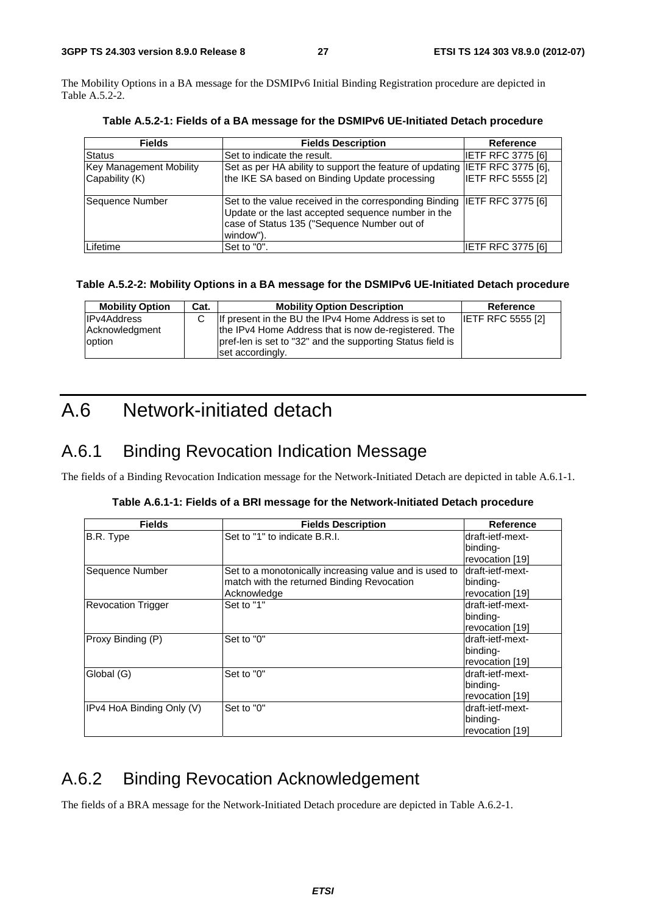The Mobility Options in a BA message for the DSMIPv6 Initial Binding Registration procedure are depicted in Table A.5.2-2.

**Table A.5.2-1: Fields of a BA message for the DSMIPv6 UE-Initiated Detach procedure**

| Fields | Fields Description | Reference |
|---|---|---|
| Status | Set to indicate the result. | IETF RFC 3775 [6] |
| Key Management Mobility Capability (K) | Set as per HA ability to support the feature of updating the IKE SA based on Binding Update processing | IETF RFC 3775 [6], IETF RFC 5555 [2] |
| Sequence Number | Set to the value received in the corresponding Binding Update or the last accepted sequence number in the case of Status 135 ("Sequence Number out of window"). | IETF RFC 3775 [6] |
| Lifetime | Set to "0". | IETF RFC 3775 [6] |

**Table A.5.2-2: Mobility Options in a BA message for the DSMIPv6 UE-Initiated Detach procedure**

| Mobility Option | Cat. | Mobility Option Description | Reference |
|---|---|---|---|
| IPv4Address Acknowledgment option | C | If present in the BU the IPv4 Home Address is set to the IPv4 Home Address that is now de-registered. The pref-len is set to "32" and the supporting Status field is set accordingly. | IETF RFC 5555 [2] |

# A.6 Network-initiated detach

## A.6.1 Binding Revocation Indication Message

The fields of a Binding Revocation Indication message for the Network-Initiated Detach are depicted in table A.6.1-1.

**Table A.6.1-1: Fields of a BRI message for the Network-Initiated Detach procedure**

| Fields | Fields Description | Reference |
|---|---|---|
| B.R. Type | Set to "1" to indicate B.R.I. | draft-ietf-mext-binding-revocation [19] |
| Sequence Number | Set to a monotonically increasing value and is used to match with the returned Binding Revocation Acknowledge | draft-ietf-mext-binding-revocation [19] |
| Revocation Trigger | Set to "1" | draft-ietf-mext-binding-revocation [19] |
| Proxy Binding (P) | Set to "0" | draft-ietf-mext-binding-revocation [19] |
| Global (G) | Set to "0" | draft-ietf-mext-binding-revocation [19] |
| IPv4 HoA Binding Only (V) | Set to "0" | draft-ietf-mext-binding-revocation [19] |

## A.6.2 Binding Revocation Acknowledgement

The fields of a BRA message for the Network-Initiated Detach procedure are depicted in Table A.6.2-1.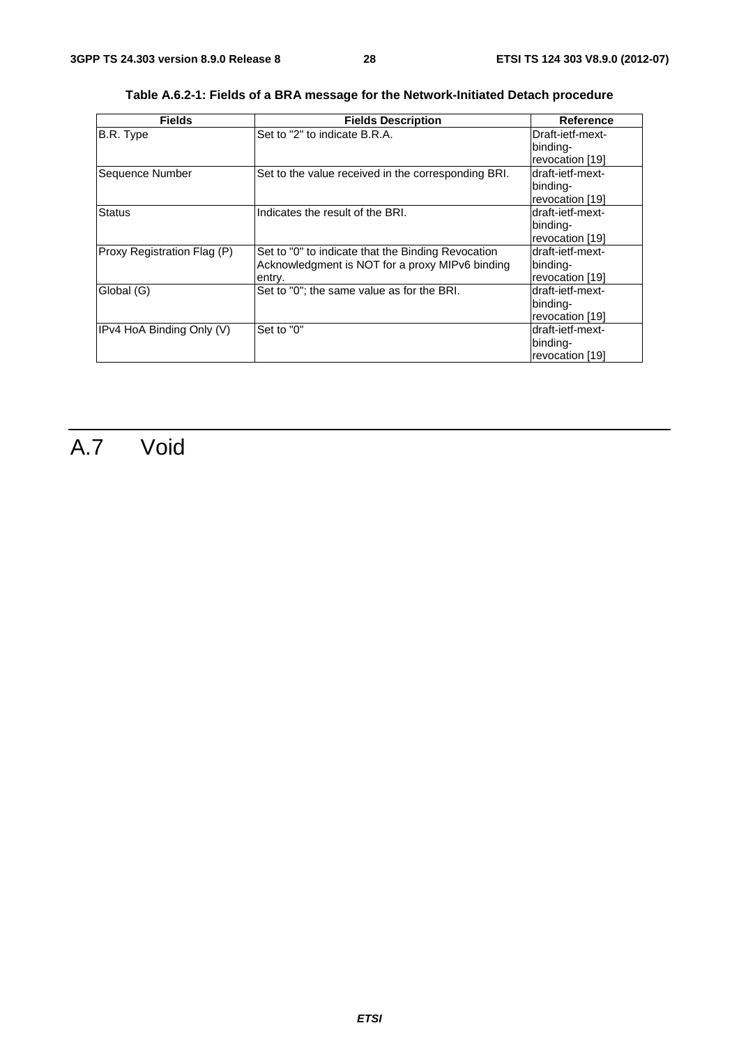**Table A.6.2-1: Fields of a BRA message for the Network-Initiated Detach procedure**

| Fields | Fields Description | Reference |
|---|---|---|
| B.R. Type | Set to "2" to indicate B.R.A. | Draft-ietf-mext-binding-revocation [19] |
| Sequence Number | Set to the value received in the corresponding BRI. | draft-ietf-mext-binding-revocation [19] |
| Status | Indicates the result of the BRI. | draft-ietf-mext-binding-revocation [19] |
| Proxy Registration Flag (P) | Set to "0" to indicate that the Binding Revocation Acknowledgment is NOT for a proxy MIPv6 binding entry. | draft-ietf-mext-binding-revocation [19] |
| Global (G) | Set to "0"; the same value as for the BRI. | draft-ietf-mext-binding-revocation [19] |
| IPv4 HoA Binding Only (V) | Set to "0" | draft-ietf-mext-binding-revocation [19] |

# A.7 Void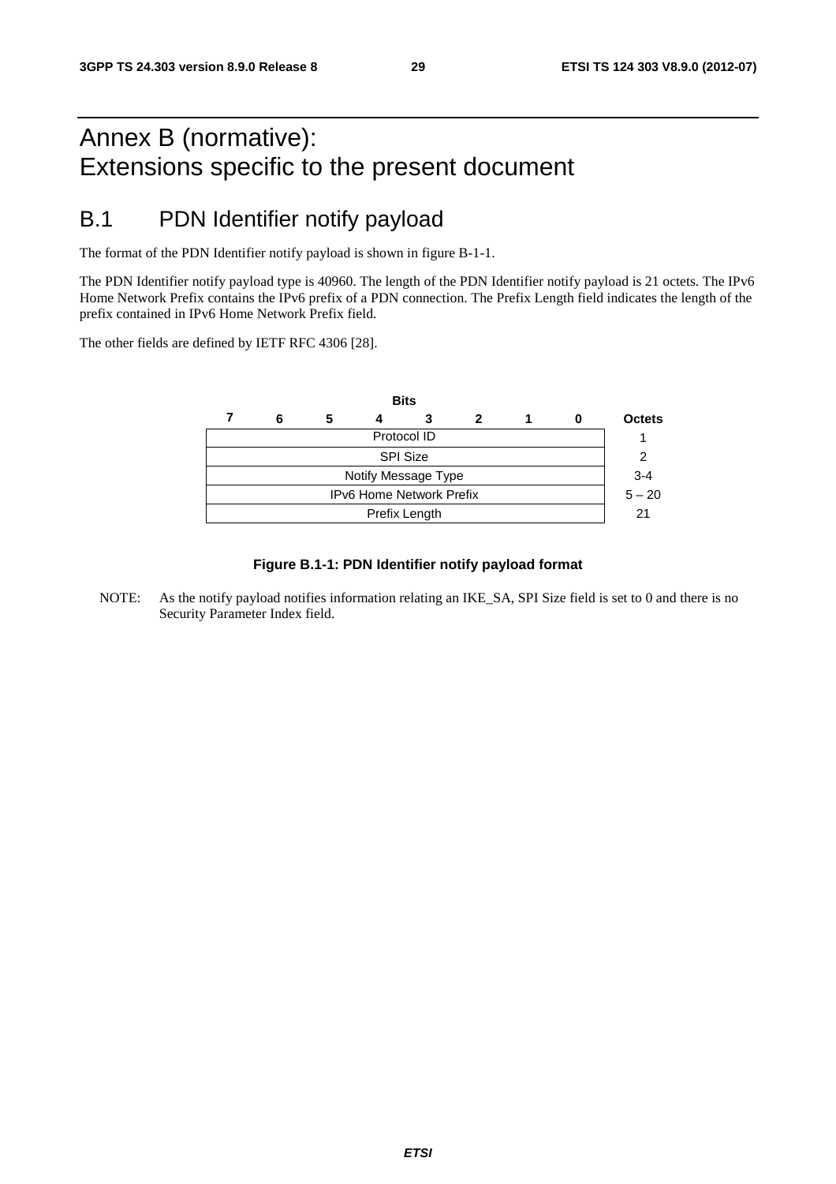# Annex B (normative): Extensions specific to the present document

## B.1 PDN Identifier notify payload

The format of the PDN Identifier notify payload is shown in figure B-1-1.

The PDN Identifier notify payload type is 40960. The length of the PDN Identifier notify payload is 21 octets. The IPv6 Home Network Prefix contains the IPv6 prefix of a PDN connection. The Prefix Length field indicates the length of the prefix contained in IPv6 Home Network Prefix field.

The other fields are defined by IETF RFC 4306 [28].

| Bits 7 6 5 4 3 2 1 0 | Octets |
|---|---|
| Protocol ID | 1 |
| SPI Size | 2 |
| Notify Message Type | 3-4 |
| IPv6 Home Network Prefix | 5 – 20 |
| Prefix Length | 21 |

**Figure B.1-1: PDN Identifier notify payload format**

NOTE: As the notify payload notifies information relating an IKE_SA, SPI Size field is set to 0 and there is no Security Parameter Index field.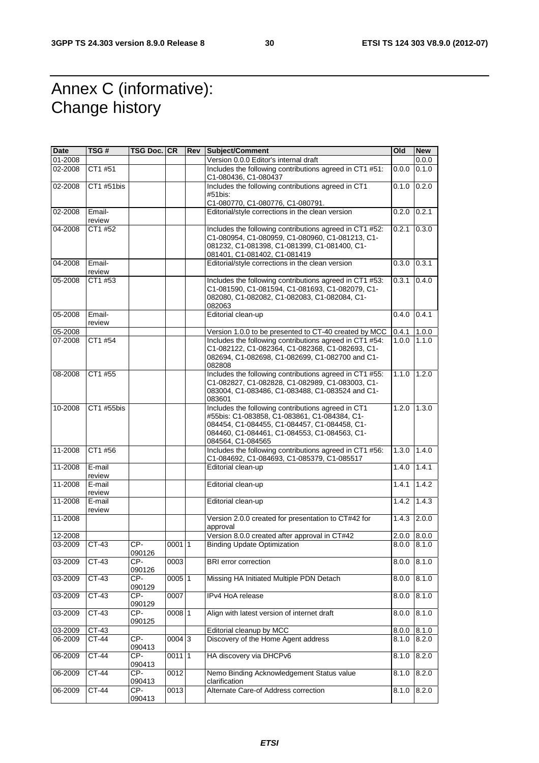# Annex C (informative): Change history

| Date | TSG # | TSG Doc. | CR | Rev | Subject/Comment | Old | New |
|---|---|---|---|---|---|---|---|
| 01-2008 | | | | | Version 0.0.0 Editor's internal draft | | 0.0.0 |
| 02-2008 | CT1 #51 | | | | Includes the following contributions agreed in CT1 #51: C1-080436, C1-080437 | 0.0.0 | 0.1.0 |
| 02-2008 | CT1 #51bis | | | | Includes the following contributions agreed in CT1 #51bis: C1-080770, C1-080776, C1-080791. | 0.1.0 | 0.2.0 |
| 02-2008 | Email-review | | | | Editorial/style corrections in the clean version | 0.2.0 | 0.2.1 |
| 04-2008 | CT1 #52 | | | | Includes the following contributions agreed in CT1 #52: C1-080954, C1-080959, C1-080960, C1-081213, C1-081232, C1-081398, C1-081399, C1-081400, C1-081401, C1-081402, C1-081419 | 0.2.1 | 0.3.0 |
| 04-2008 | Email-review | | | | Editorial/style corrections in the clean version | 0.3.0 | 0.3.1 |
| 05-2008 | CT1 #53 | | | | Includes the following contributions agreed in CT1 #53: C1-081590, C1-081594, C1-081693, C1-082079, C1-082080, C1-082082, C1-082083, C1-082084, C1-082063 | 0.3.1 | 0.4.0 |
| 05-2008 | Email-review | | | | Editorial clean-up | 0.4.0 | 0.4.1 |
| 05-2008 | | | | | Version 1.0.0 to be presented to CT-40 created by MCC | 0.4.1 | 1.0.0 |
| 07-2008 | CT1 #54 | | | | Includes the following contributions agreed in CT1 #54: C1-082122, C1-082364, C1-082368, C1-082693, C1-082694, C1-082698, C1-082699, C1-082700 and C1-082808 | 1.0.0 | 1.1.0 |
| 08-2008 | CT1 #55 | | | | Includes the following contributions agreed in CT1 #55: C1-082827, C1-082828, C1-082989, C1-083003, C1-083004, C1-083486, C1-083488, C1-083524 and C1-083601 | 1.1.0 | 1.2.0 |
| 10-2008 | CT1 #55bis | | | | Includes the following contributions agreed in CT1 #55bis: C1-083858, C1-083861, C1-084384, C1-084454, C1-084455, C1-084457, C1-084458, C1-084460, C1-084461, C1-084553, C1-084563, C1-084564, C1-084565 | 1.2.0 | 1.3.0 |
| 11-2008 | CT1 #56 | | | | Includes the following contributions agreed in CT1 #56: C1-084692, C1-084693, C1-085379, C1-085517 | 1.3.0 | 1.4.0 |
| 11-2008 | E-mail review | | | | Editorial clean-up | 1.4.0 | 1.4.1 |
| 11-2008 | E-mail review | | | | Editorial clean-up | 1.4.1 | 1.4.2 |
| 11-2008 | E-mail review | | | | Editorial clean-up | 1.4.2 | 1.4.3 |
| 11-2008 | | | | | Version 2.0.0 created for presentation to CT#42 for approval | 1.4.3 | 2.0.0 |
| 12-2008 | | | | | Version 8.0.0 created after approval in CT#42 | 2.0.0 | 8.0.0 |
| 03-2009 | CT-43 | CP-090126 | 0001 | 1 | Binding Update Optimization | 8.0.0 | 8.1.0 |
| 03-2009 | CT-43 | CP-090126 | 0003 | | BRI error correction | 8.0.0 | 8.1.0 |
| 03-2009 | CT-43 | CP-090129 | 0005 | 1 | Missing HA Initiated Multiple PDN Detach | 8.0.0 | 8.1.0 |
| 03-2009 | CT-43 | CP-090129 | 0007 | | IPv4 HoA release | 8.0.0 | 8.1.0 |
| 03-2009 | CT-43 | CP-090125 | 0008 | 1 | Align with latest version of internet draft | 8.0.0 | 8.1.0 |
| 03-2009 | CT-43 | | | | Editorial cleanup by MCC | 8.0.0 | 8.1.0 |
| 06-2009 | CT-44 | CP-090413 | 0004 | 3 | Discovery of the Home Agent address | 8.1.0 | 8.2.0 |
| 06-2009 | CT-44 | CP-090413 | 0011 | 1 | HA discovery via DHCPv6 | 8.1.0 | 8.2.0 |
| 06-2009 | CT-44 | CP-090413 | 0012 | | Nemo Binding Acknowledgement Status value clarification | 8.1.0 | 8.2.0 |
| 06-2009 | CT-44 | CP-090413 | 0013 | | Alternate Care-of Address correction | 8.1.0 | 8.2.0 |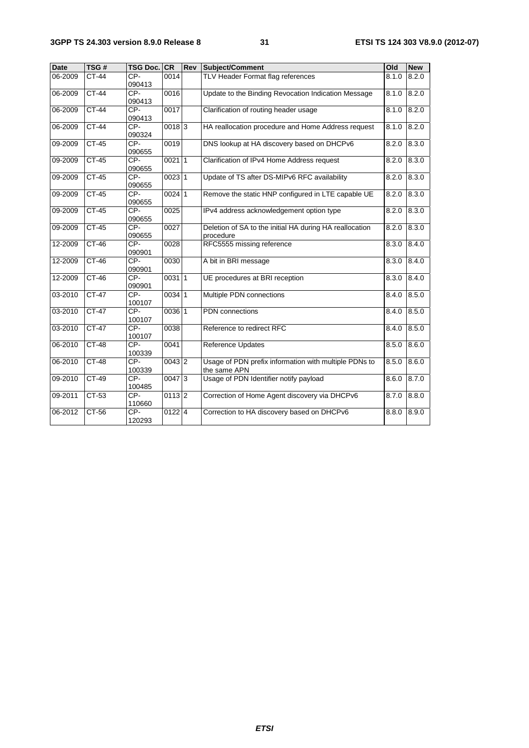| Date | TSG # | TSG Doc. | CR | Rev | Subject/Comment | Old | New |
|---|---|---|---|---|---|---|---|
| 06-2009 | CT-44 | CP-090413 | 0014 | | TLV Header Format flag references | 8.1.0 | 8.2.0 |
| 06-2009 | CT-44 | CP-090413 | 0016 | | Update to the Binding Revocation Indication Message | 8.1.0 | 8.2.0 |
| 06-2009 | CT-44 | CP-090413 | 0017 | | Clarification of routing header usage | 8.1.0 | 8.2.0 |
| 06-2009 | CT-44 | CP-090324 | 0018 | 3 | HA reallocation procedure and Home Address request | 8.1.0 | 8.2.0 |
| 09-2009 | CT-45 | CP-090655 | 0019 | | DNS lookup at HA discovery based on DHCPv6 | 8.2.0 | 8.3.0 |
| 09-2009 | CT-45 | CP-090655 | 0021 | 1 | Clarification of IPv4 Home Address request | 8.2.0 | 8.3.0 |
| 09-2009 | CT-45 | CP-090655 | 0023 | 1 | Update of TS after DS-MIPv6 RFC availability | 8.2.0 | 8.3.0 |
| 09-2009 | CT-45 | CP-090655 | 0024 | 1 | Remove the static HNP configured in LTE capable UE | 8.2.0 | 8.3.0 |
| 09-2009 | CT-45 | CP-090655 | 0025 | | IPv4 address acknowledgement option type | 8.2.0 | 8.3.0 |
| 09-2009 | CT-45 | CP-090655 | 0027 | | Deletion of SA to the initial HA during HA reallocation procedure | 8.2.0 | 8.3.0 |
| 12-2009 | CT-46 | CP-090901 | 0028 | | RFC5555 missing reference | 8.3.0 | 8.4.0 |
| 12-2009 | CT-46 | CP-090901 | 0030 | | A bit in BRI message | 8.3.0 | 8.4.0 |
| 12-2009 | CT-46 | CP-090901 | 0031 | 1 | UE procedures at BRI reception | 8.3.0 | 8.4.0 |
| 03-2010 | CT-47 | CP-100107 | 0034 | 1 | Multiple PDN connections | 8.4.0 | 8.5.0 |
| 03-2010 | CT-47 | CP-100107 | 0036 | 1 | PDN connections | 8.4.0 | 8.5.0 |
| 03-2010 | CT-47 | CP-100107 | 0038 | | Reference to redirect RFC | 8.4.0 | 8.5.0 |
| 06-2010 | CT-48 | CP-100339 | 0041 | | Reference Updates | 8.5.0 | 8.6.0 |
| 06-2010 | CT-48 | CP-100339 | 0043 | 2 | Usage of PDN prefix information with multiple PDNs to the same APN | 8.5.0 | 8.6.0 |
| 09-2010 | CT-49 | CP-100485 | 0047 | 3 | Usage of PDN Identifier notify payload | 8.6.0 | 8.7.0 |
| 09-2011 | CT-53 | CP-110660 | 0113 | 2 | Correction of Home Agent discovery via DHCPv6 | 8.7.0 | 8.8.0 |
| 06-2012 | CT-56 | CP-120293 | 0122 | 4 | Correction to HA discovery based on DHCPv6 | 8.8.0 | 8.9.0 |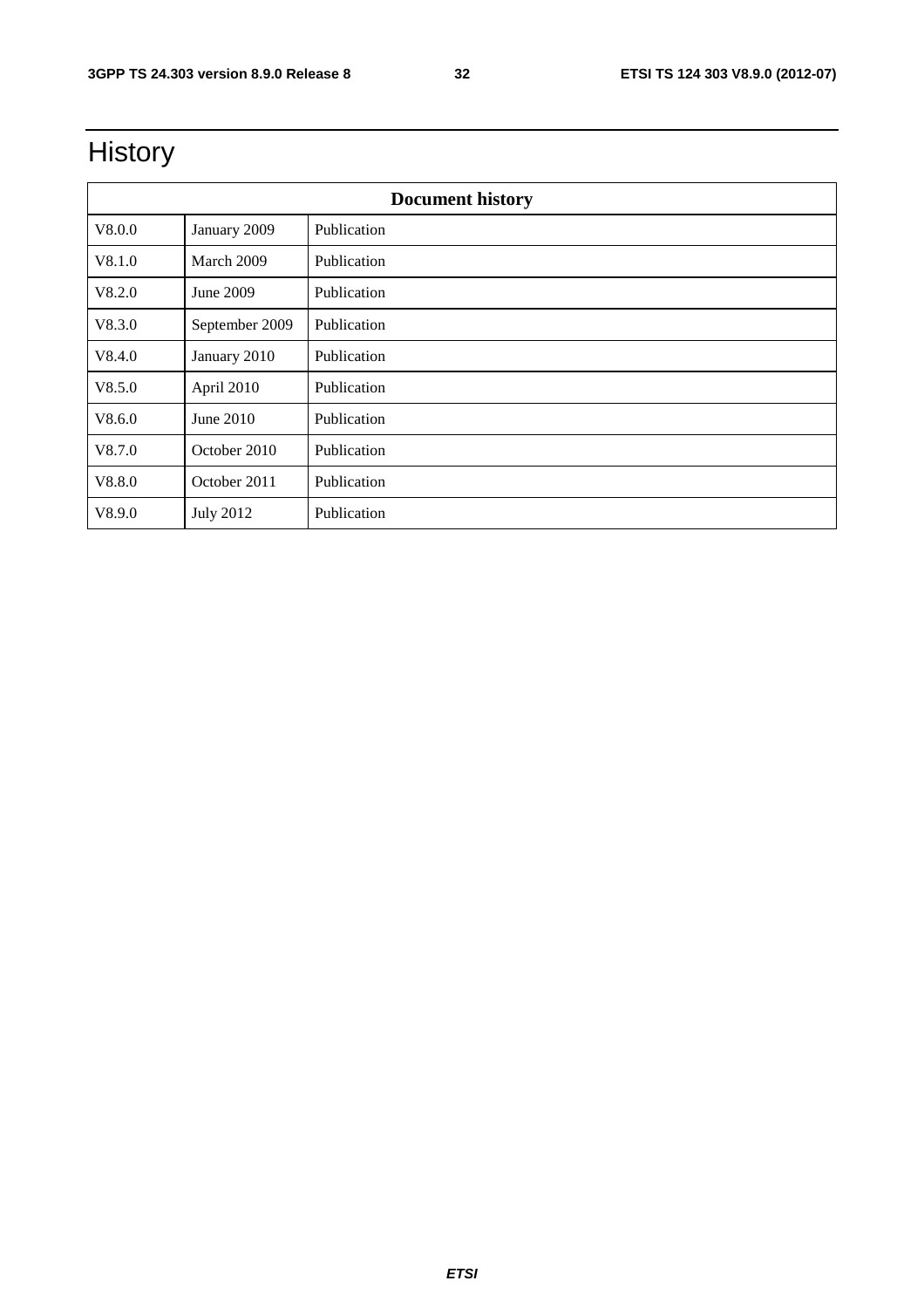# History

| Document history | | |
|---|---|---|
| V8.0.0 | January 2009 | Publication |
| V8.1.0 | March 2009 | Publication |
| V8.2.0 | June 2009 | Publication |
| V8.3.0 | September 2009 | Publication |
| V8.4.0 | January 2010 | Publication |
| V8.5.0 | April 2010 | Publication |
| V8.6.0 | June 2010 | Publication |
| V8.7.0 | October 2010 | Publication |
| V8.8.0 | October 2011 | Publication |
| V8.9.0 | July 2012 | Publication |